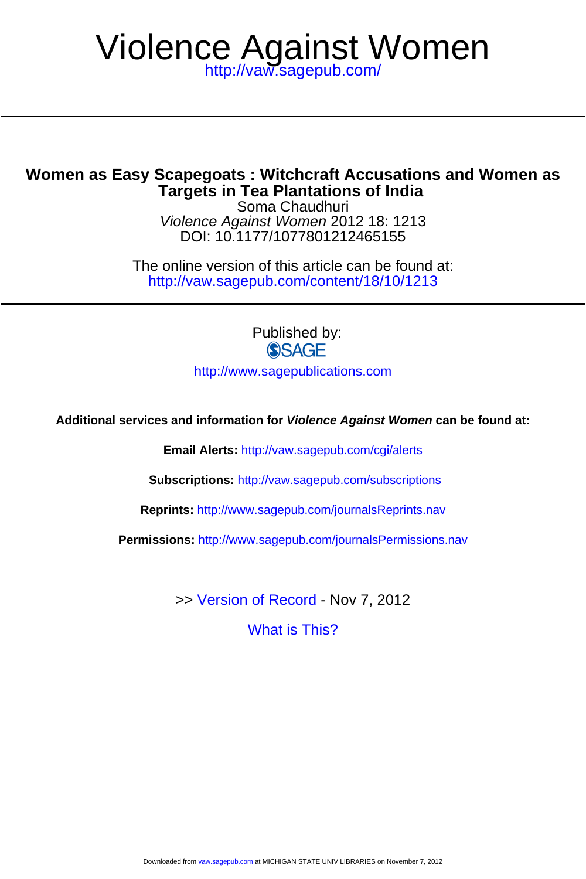# Violence Against Women

http://vaw.sagepub.com/

## Women as Easy Scapegoats : Witchcraft Accusations and Women as Targets in Tea Plantations of India

Soma Chaudhuri

*Violence Against Women* 2012 18: 1213

DOI: 10.1177/1077801212465155

The online version of this article can be found at:
http://vaw.sagepub.com/content/18/10/1213

Published by:

SAGE

http://www.sagepublications.com

**Additional services and information for *Violence Against Women* can be found at:**

**Email Alerts:** http://vaw.sagepub.com/cgi/alerts

**Subscriptions:** http://vaw.sagepub.com/subscriptions

**Reprints:** http://www.sagepub.com/journalsReprints.nav

**Permissions:** http://www.sagepub.com/journalsPermissions.nav

>> Version of Record - Nov 7, 2012

What is This?

Downloaded from vaw.sagepub.com at MICHIGAN STATE UNIV LIBRARIES on November 7, 2012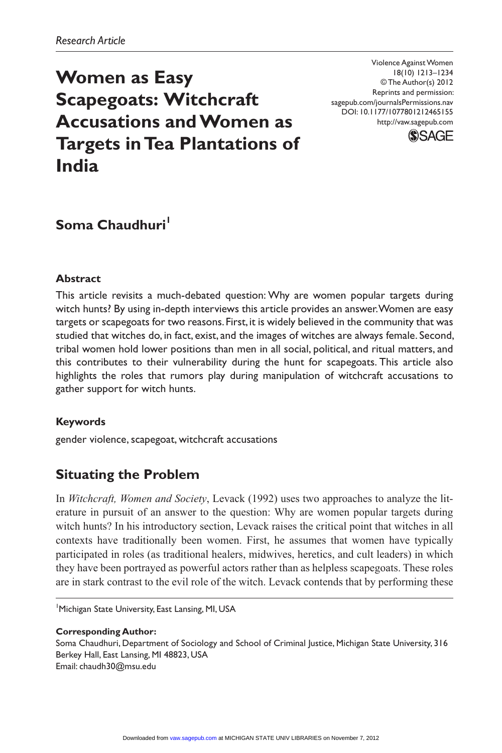*Research Article*

# Women as Easy Scapegoats: Witchcraft Accusations and Women as Targets in Tea Plantations of India

Violence Against Women
18(10) 1213–1234
© The Author(s) 2012
Reprints and permission:
sagepub.com/journalsPermissions.nav
DOI: 10.1177/1077801212465155
http://vaw.sagepub.com

**Soma Chaudhuri**[1]

### Abstract

This article revisits a much-debated question: Why are women popular targets during witch hunts? By using in-depth interviews this article provides an answer. Women are easy targets or scapegoats for two reasons. First, it is widely believed in the community that was studied that witches do, in fact, exist, and the images of witches are always female. Second, tribal women hold lower positions than men in all social, political, and ritual matters, and this contributes to their vulnerability during the hunt for scapegoats. This article also highlights the roles that rumors play during manipulation of witchcraft accusations to gather support for witch hunts.

### Keywords

gender violence, scapegoat, witchcraft accusations

## Situating the Problem

In *Witchcraft, Women and Society*, Levack (1992) uses two approaches to analyze the literature in pursuit of an answer to the question: Why are women popular targets during witch hunts? In his introductory section, Levack raises the critical point that witches in all contexts have traditionally been women. First, he assumes that women have typically participated in roles (as traditional healers, midwives, heretics, and cult leaders) in which they have been portrayed as powerful actors rather than as helpless scapegoats. These roles are in stark contrast to the evil role of the witch. Levack contends that by performing these

[1]Michigan State University, East Lansing, MI, USA

**Corresponding Author:**
Soma Chaudhuri, Department of Sociology and School of Criminal Justice, Michigan State University, 316 Berkey Hall, East Lansing, MI 48823, USA
Email: chaudh30@msu.edu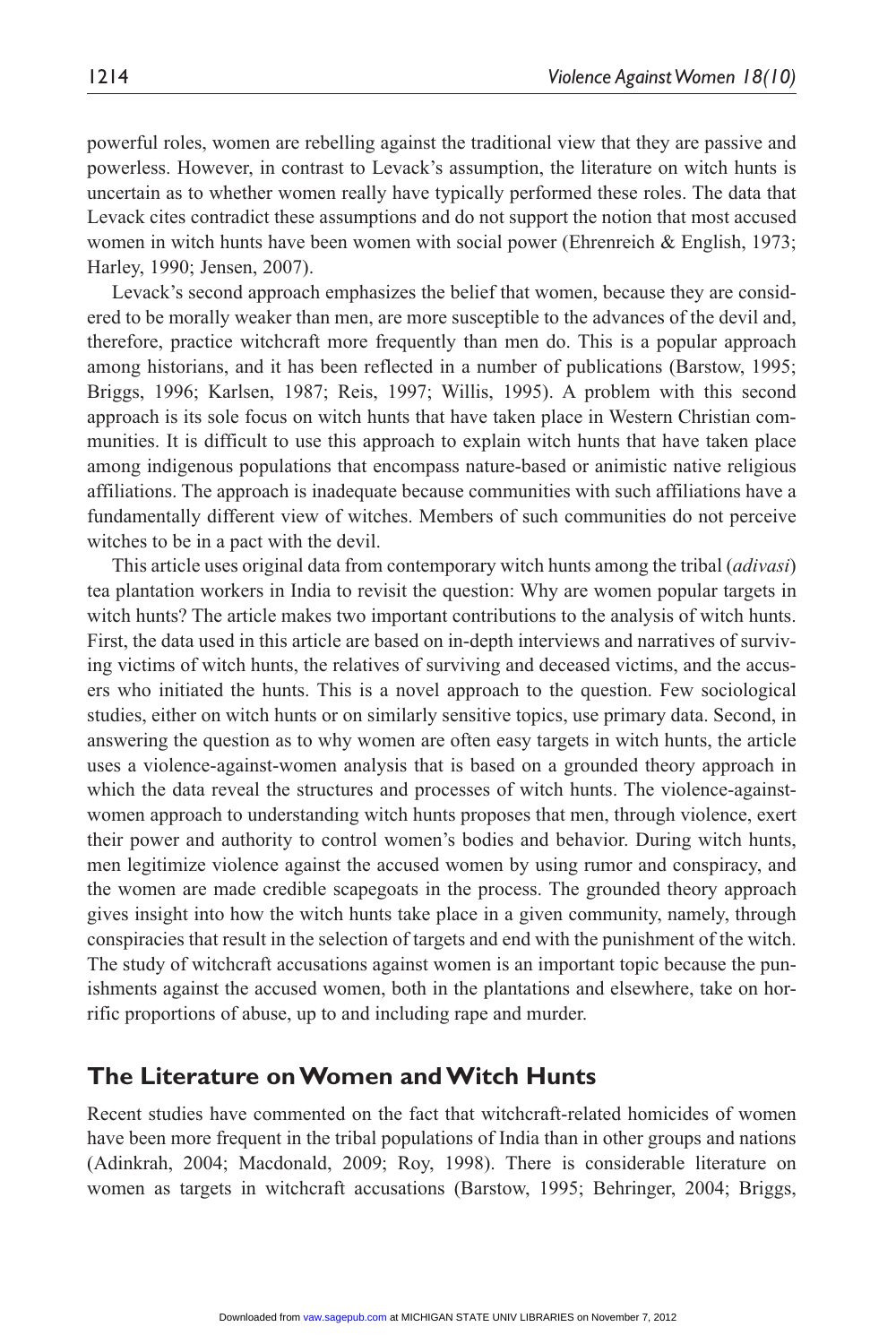powerful roles, women are rebelling against the traditional view that they are passive and powerless. However, in contrast to Levack's assumption, the literature on witch hunts is uncertain as to whether women really have typically performed these roles. The data that Levack cites contradict these assumptions and do not support the notion that most accused women in witch hunts have been women with social power (Ehrenreich & English, 1973; Harley, 1990; Jensen, 2007).

Levack's second approach emphasizes the belief that women, because they are considered to be morally weaker than men, are more susceptible to the advances of the devil and, therefore, practice witchcraft more frequently than men do. This is a popular approach among historians, and it has been reflected in a number of publications (Barstow, 1995; Briggs, 1996; Karlsen, 1987; Reis, 1997; Willis, 1995). A problem with this second approach is its sole focus on witch hunts that have taken place in Western Christian communities. It is difficult to use this approach to explain witch hunts that have taken place among indigenous populations that encompass nature-based or animistic native religious affiliations. The approach is inadequate because communities with such affiliations have a fundamentally different view of witches. Members of such communities do not perceive witches to be in a pact with the devil.

This article uses original data from contemporary witch hunts among the tribal (*adivasi*) tea plantation workers in India to revisit the question: Why are women popular targets in witch hunts? The article makes two important contributions to the analysis of witch hunts. First, the data used in this article are based on in-depth interviews and narratives of surviving victims of witch hunts, the relatives of surviving and deceased victims, and the accusers who initiated the hunts. This is a novel approach to the question. Few sociological studies, either on witch hunts or on similarly sensitive topics, use primary data. Second, in answering the question as to why women are often easy targets in witch hunts, the article uses a violence-against-women analysis that is based on a grounded theory approach in which the data reveal the structures and processes of witch hunts. The violence-against-women approach to understanding witch hunts proposes that men, through violence, exert their power and authority to control women's bodies and behavior. During witch hunts, men legitimize violence against the accused women by using rumor and conspiracy, and the women are made credible scapegoats in the process. The grounded theory approach gives insight into how the witch hunts take place in a given community, namely, through conspiracies that result in the selection of targets and end with the punishment of the witch. The study of witchcraft accusations against women is an important topic because the punishments against the accused women, both in the plantations and elsewhere, take on horrific proportions of abuse, up to and including rape and murder.

## The Literature on Women and Witch Hunts

Recent studies have commented on the fact that witchcraft-related homicides of women have been more frequent in the tribal populations of India than in other groups and nations (Adinkrah, 2004; Macdonald, 2009; Roy, 1998). There is considerable literature on women as targets in witchcraft accusations (Barstow, 1995; Behringer, 2004; Briggs,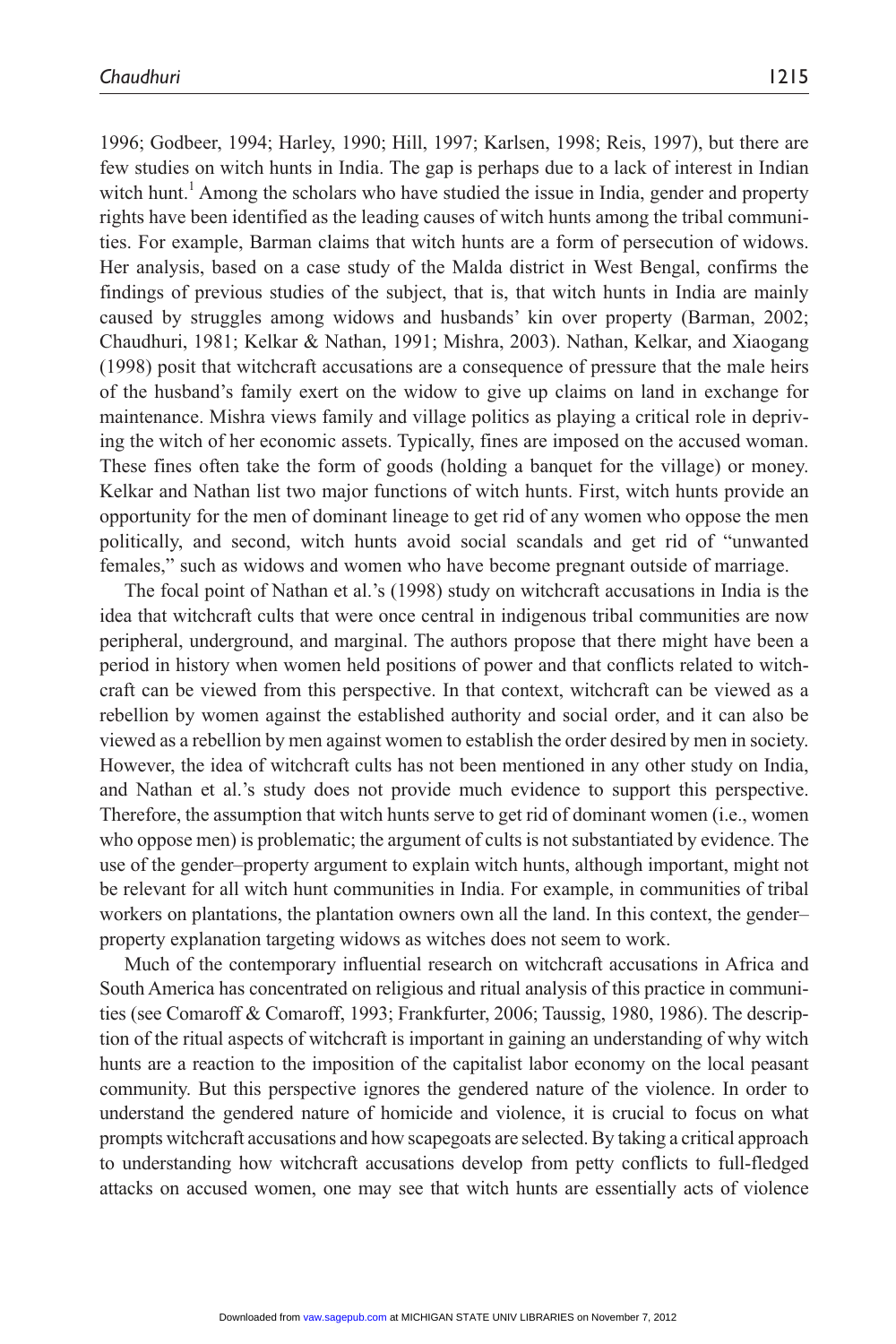1996; Godbeer, 1994; Harley, 1990; Hill, 1997; Karlsen, 1998; Reis, 1997), but there are few studies on witch hunts in India. The gap is perhaps due to a lack of interest in Indian witch hunt.[1] Among the scholars who have studied the issue in India, gender and property rights have been identified as the leading causes of witch hunts among the tribal communities. For example, Barman claims that witch hunts are a form of persecution of widows. Her analysis, based on a case study of the Malda district in West Bengal, confirms the findings of previous studies of the subject, that is, that witch hunts in India are mainly caused by struggles among widows and husbands' kin over property (Barman, 2002; Chaudhuri, 1981; Kelkar & Nathan, 1991; Mishra, 2003). Nathan, Kelkar, and Xiaogang (1998) posit that witchcraft accusations are a consequence of pressure that the male heirs of the husband's family exert on the widow to give up claims on land in exchange for maintenance. Mishra views family and village politics as playing a critical role in depriving the witch of her economic assets. Typically, fines are imposed on the accused woman. These fines often take the form of goods (holding a banquet for the village) or money. Kelkar and Nathan list two major functions of witch hunts. First, witch hunts provide an opportunity for the men of dominant lineage to get rid of any women who oppose the men politically, and second, witch hunts avoid social scandals and get rid of "unwanted females," such as widows and women who have become pregnant outside of marriage.

The focal point of Nathan et al.'s (1998) study on witchcraft accusations in India is the idea that witchcraft cults that were once central in indigenous tribal communities are now peripheral, underground, and marginal. The authors propose that there might have been a period in history when women held positions of power and that conflicts related to witchcraft can be viewed from this perspective. In that context, witchcraft can be viewed as a rebellion by women against the established authority and social order, and it can also be viewed as a rebellion by men against women to establish the order desired by men in society. However, the idea of witchcraft cults has not been mentioned in any other study on India, and Nathan et al.'s study does not provide much evidence to support this perspective. Therefore, the assumption that witch hunts serve to get rid of dominant women (i.e., women who oppose men) is problematic; the argument of cults is not substantiated by evidence. The use of the gender–property argument to explain witch hunts, although important, might not be relevant for all witch hunt communities in India. For example, in communities of tribal workers on plantations, the plantation owners own all the land. In this context, the gender–property explanation targeting widows as witches does not seem to work.

Much of the contemporary influential research on witchcraft accusations in Africa and South America has concentrated on religious and ritual analysis of this practice in communities (see Comaroff & Comaroff, 1993; Frankfurter, 2006; Taussig, 1980, 1986). The description of the ritual aspects of witchcraft is important in gaining an understanding of why witch hunts are a reaction to the imposition of the capitalist labor economy on the local peasant community. But this perspective ignores the gendered nature of the violence. In order to understand the gendered nature of homicide and violence, it is crucial to focus on what prompts witchcraft accusations and how scapegoats are selected. By taking a critical approach to understanding how witchcraft accusations develop from petty conflicts to full-fledged attacks on accused women, one may see that witch hunts are essentially acts of violence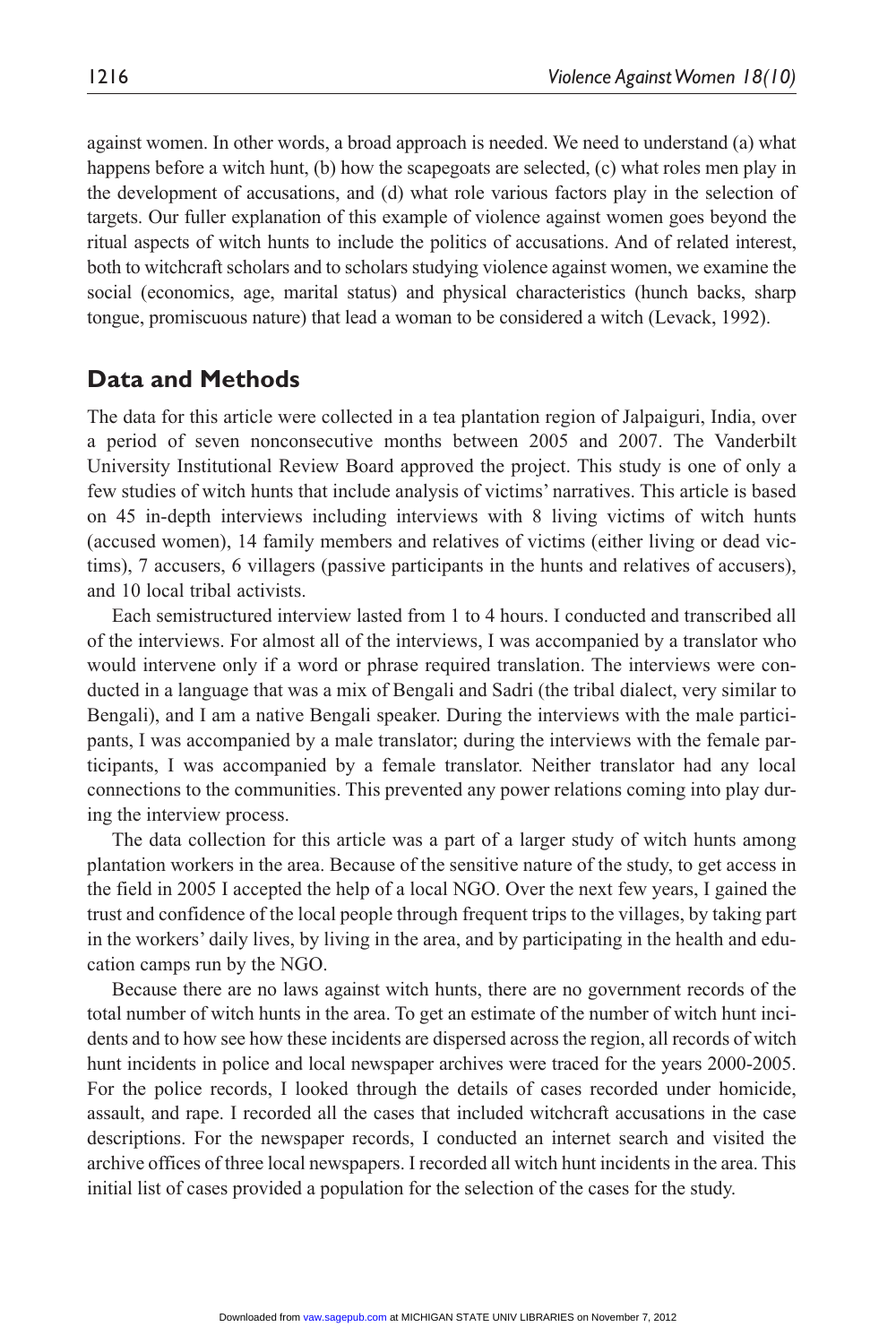against women. In other words, a broad approach is needed. We need to understand (a) what happens before a witch hunt, (b) how the scapegoats are selected, (c) what roles men play in the development of accusations, and (d) what role various factors play in the selection of targets. Our fuller explanation of this example of violence against women goes beyond the ritual aspects of witch hunts to include the politics of accusations. And of related interest, both to witchcraft scholars and to scholars studying violence against women, we examine the social (economics, age, marital status) and physical characteristics (hunch backs, sharp tongue, promiscuous nature) that lead a woman to be considered a witch (Levack, 1992).

## Data and Methods

The data for this article were collected in a tea plantation region of Jalpaiguri, India, over a period of seven nonconsecutive months between 2005 and 2007. The Vanderbilt University Institutional Review Board approved the project. This study is one of only a few studies of witch hunts that include analysis of victims' narratives. This article is based on 45 in-depth interviews including interviews with 8 living victims of witch hunts (accused women), 14 family members and relatives of victims (either living or dead victims), 7 accusers, 6 villagers (passive participants in the hunts and relatives of accusers), and 10 local tribal activists.

Each semistructured interview lasted from 1 to 4 hours. I conducted and transcribed all of the interviews. For almost all of the interviews, I was accompanied by a translator who would intervene only if a word or phrase required translation. The interviews were conducted in a language that was a mix of Bengali and Sadri (the tribal dialect, very similar to Bengali), and I am a native Bengali speaker. During the interviews with the male participants, I was accompanied by a male translator; during the interviews with the female participants, I was accompanied by a female translator. Neither translator had any local connections to the communities. This prevented any power relations coming into play during the interview process.

The data collection for this article was a part of a larger study of witch hunts among plantation workers in the area. Because of the sensitive nature of the study, to get access in the field in 2005 I accepted the help of a local NGO. Over the next few years, I gained the trust and confidence of the local people through frequent trips to the villages, by taking part in the workers' daily lives, by living in the area, and by participating in the health and education camps run by the NGO.

Because there are no laws against witch hunts, there are no government records of the total number of witch hunts in the area. To get an estimate of the number of witch hunt incidents and to how see how these incidents are dispersed across the region, all records of witch hunt incidents in police and local newspaper archives were traced for the years 2000-2005. For the police records, I looked through the details of cases recorded under homicide, assault, and rape. I recorded all the cases that included witchcraft accusations in the case descriptions. For the newspaper records, I conducted an internet search and visited the archive offices of three local newspapers. I recorded all witch hunt incidents in the area. This initial list of cases provided a population for the selection of the cases for the study.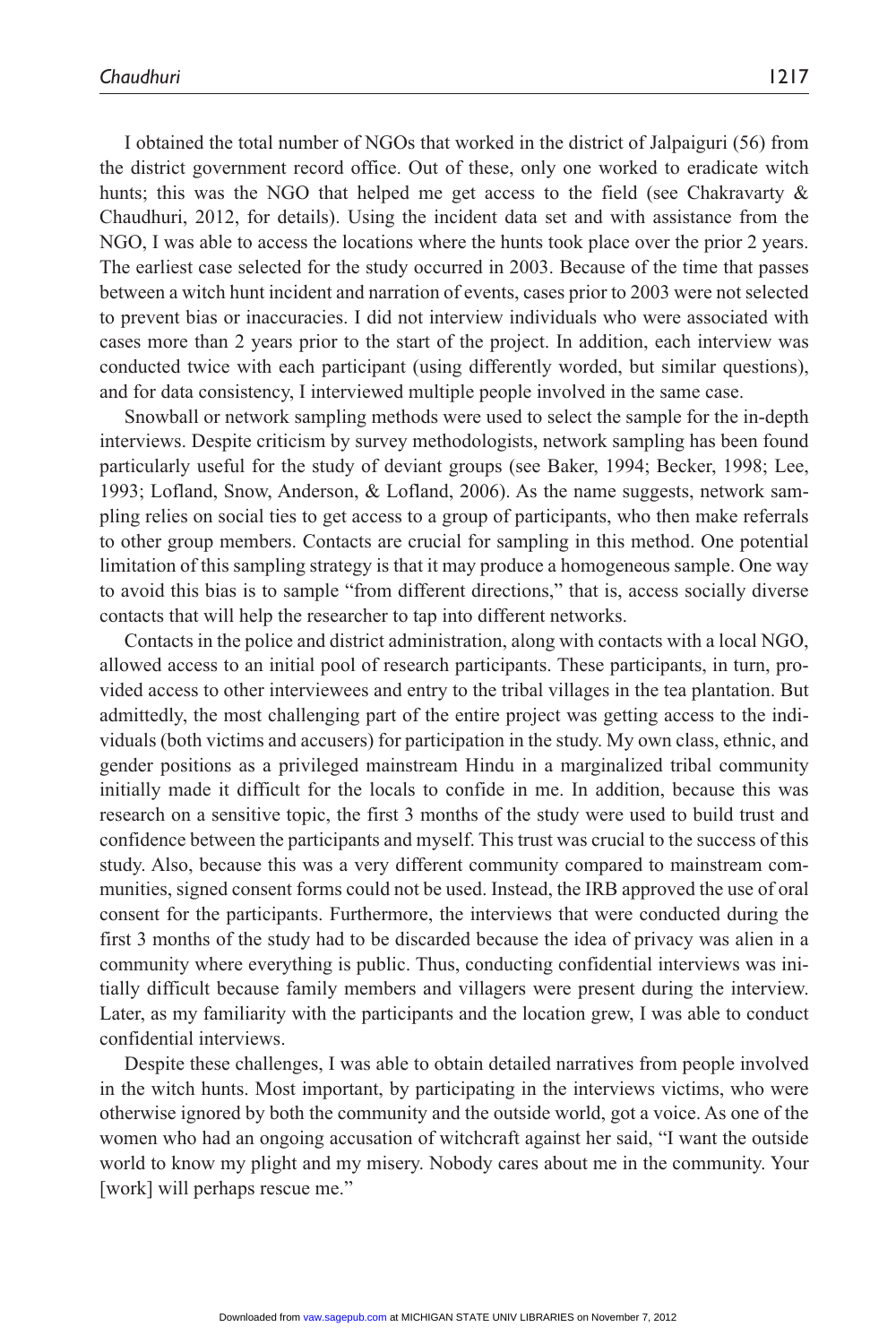I obtained the total number of NGOs that worked in the district of Jalpaiguri (56) from the district government record office. Out of these, only one worked to eradicate witch hunts; this was the NGO that helped me get access to the field (see Chakravarty & Chaudhuri, 2012, for details). Using the incident data set and with assistance from the NGO, I was able to access the locations where the hunts took place over the prior 2 years. The earliest case selected for the study occurred in 2003. Because of the time that passes between a witch hunt incident and narration of events, cases prior to 2003 were not selected to prevent bias or inaccuracies. I did not interview individuals who were associated with cases more than 2 years prior to the start of the project. In addition, each interview was conducted twice with each participant (using differently worded, but similar questions), and for data consistency, I interviewed multiple people involved in the same case.

Snowball or network sampling methods were used to select the sample for the in-depth interviews. Despite criticism by survey methodologists, network sampling has been found particularly useful for the study of deviant groups (see Baker, 1994; Becker, 1998; Lee, 1993; Lofland, Snow, Anderson, & Lofland, 2006). As the name suggests, network sampling relies on social ties to get access to a group of participants, who then make referrals to other group members. Contacts are crucial for sampling in this method. One potential limitation of this sampling strategy is that it may produce a homogeneous sample. One way to avoid this bias is to sample "from different directions," that is, access socially diverse contacts that will help the researcher to tap into different networks.

Contacts in the police and district administration, along with contacts with a local NGO, allowed access to an initial pool of research participants. These participants, in turn, provided access to other interviewees and entry to the tribal villages in the tea plantation. But admittedly, the most challenging part of the entire project was getting access to the individuals (both victims and accusers) for participation in the study. My own class, ethnic, and gender positions as a privileged mainstream Hindu in a marginalized tribal community initially made it difficult for the locals to confide in me. In addition, because this was research on a sensitive topic, the first 3 months of the study were used to build trust and confidence between the participants and myself. This trust was crucial to the success of this study. Also, because this was a very different community compared to mainstream communities, signed consent forms could not be used. Instead, the IRB approved the use of oral consent for the participants. Furthermore, the interviews that were conducted during the first 3 months of the study had to be discarded because the idea of privacy was alien in a community where everything is public. Thus, conducting confidential interviews was initially difficult because family members and villagers were present during the interview. Later, as my familiarity with the participants and the location grew, I was able to conduct confidential interviews.

Despite these challenges, I was able to obtain detailed narratives from people involved in the witch hunts. Most important, by participating in the interviews victims, who were otherwise ignored by both the community and the outside world, got a voice. As one of the women who had an ongoing accusation of witchcraft against her said, "I want the outside world to know my plight and my misery. Nobody cares about me in the community. Your [work] will perhaps rescue me."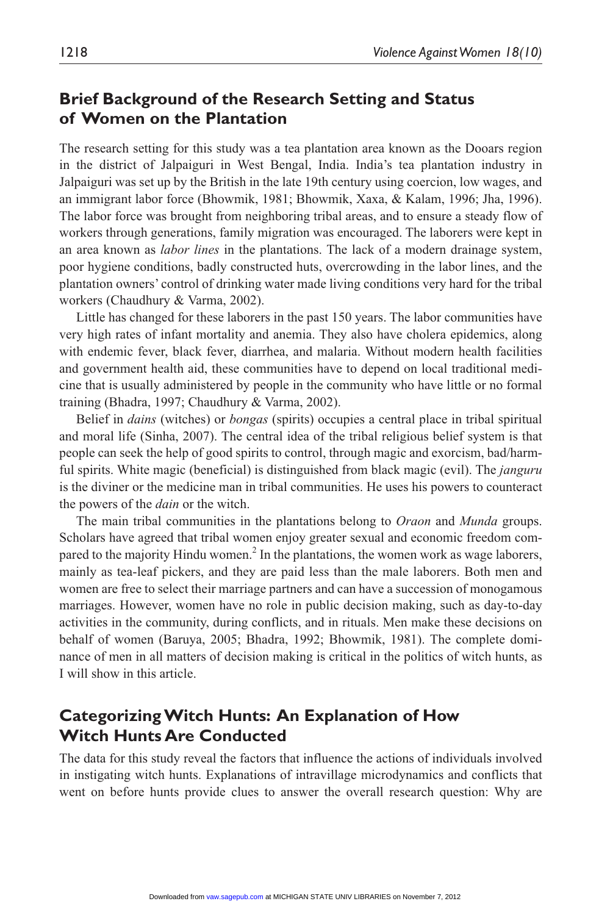## Brief Background of the Research Setting and Status of Women on the Plantation

The research setting for this study was a tea plantation area known as the Dooars region in the district of Jalpaiguri in West Bengal, India. India's tea plantation industry in Jalpaiguri was set up by the British in the late 19th century using coercion, low wages, and an immigrant labor force (Bhowmik, 1981; Bhowmik, Xaxa, & Kalam, 1996; Jha, 1996). The labor force was brought from neighboring tribal areas, and to ensure a steady flow of workers through generations, family migration was encouraged. The laborers were kept in an area known as *labor lines* in the plantations. The lack of a modern drainage system, poor hygiene conditions, badly constructed huts, overcrowding in the labor lines, and the plantation owners' control of drinking water made living conditions very hard for the tribal workers (Chaudhury & Varma, 2002).

Little has changed for these laborers in the past 150 years. The labor communities have very high rates of infant mortality and anemia. They also have cholera epidemics, along with endemic fever, black fever, diarrhea, and malaria. Without modern health facilities and government health aid, these communities have to depend on local traditional medicine that is usually administered by people in the community who have little or no formal training (Bhadra, 1997; Chaudhury & Varma, 2002).

Belief in *dains* (witches) or *bongas* (spirits) occupies a central place in tribal spiritual and moral life (Sinha, 2007). The central idea of the tribal religious belief system is that people can seek the help of good spirits to control, through magic and exorcism, bad/harmful spirits. White magic (beneficial) is distinguished from black magic (evil). The *janguru* is the diviner or the medicine man in tribal communities. He uses his powers to counteract the powers of the *dain* or the witch.

The main tribal communities in the plantations belong to *Oraon* and *Munda* groups. Scholars have agreed that tribal women enjoy greater sexual and economic freedom compared to the majority Hindu women.[2] In the plantations, the women work as wage laborers, mainly as tea-leaf pickers, and they are paid less than the male laborers. Both men and women are free to select their marriage partners and can have a succession of monogamous marriages. However, women have no role in public decision making, such as day-to-day activities in the community, during conflicts, and in rituals. Men make these decisions on behalf of women (Baruya, 2005; Bhadra, 1992; Bhowmik, 1981). The complete dominance of men in all matters of decision making is critical in the politics of witch hunts, as I will show in this article.

## Categorizing Witch Hunts: An Explanation of How Witch Hunts Are Conducted

The data for this study reveal the factors that influence the actions of individuals involved in instigating witch hunts. Explanations of intravillage microdynamics and conflicts that went on before hunts provide clues to answer the overall research question: Why are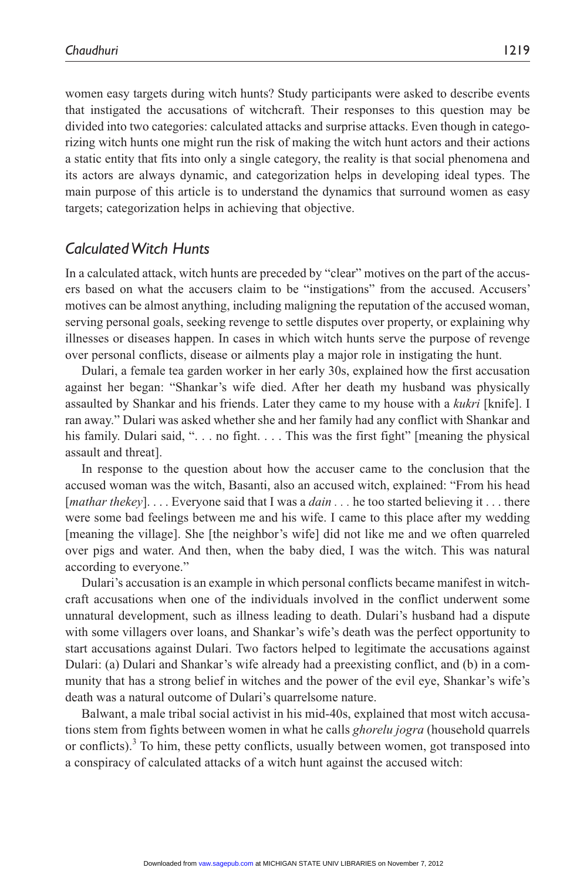women easy targets during witch hunts? Study participants were asked to describe events that instigated the accusations of witchcraft. Their responses to this question may be divided into two categories: calculated attacks and surprise attacks. Even though in categorizing witch hunts one might run the risk of making the witch hunt actors and their actions a static entity that fits into only a single category, the reality is that social phenomena and its actors are always dynamic, and categorization helps in developing ideal types. The main purpose of this article is to understand the dynamics that surround women as easy targets; categorization helps in achieving that objective.

## *Calculated Witch Hunts*

In a calculated attack, witch hunts are preceded by "clear" motives on the part of the accusers based on what the accusers claim to be "instigations" from the accused. Accusers' motives can be almost anything, including maligning the reputation of the accused woman, serving personal goals, seeking revenge to settle disputes over property, or explaining why illnesses or diseases happen. In cases in which witch hunts serve the purpose of revenge over personal conflicts, disease or ailments play a major role in instigating the hunt.

Dulari, a female tea garden worker in her early 30s, explained how the first accusation against her began: "Shankar's wife died. After her death my husband was physically assaulted by Shankar and his friends. Later they came to my house with a *kukri* [knife]. I ran away." Dulari was asked whether she and her family had any conflict with Shankar and his family. Dulari said, ". . . no fight. . . . This was the first fight" [meaning the physical assault and threat].

In response to the question about how the accuser came to the conclusion that the accused woman was the witch, Basanti, also an accused witch, explained: "From his head [*mathar thekey*]. . . . Everyone said that I was a *dain* . . . he too started believing it . . . there were some bad feelings between me and his wife. I came to this place after my wedding [meaning the village]. She [the neighbor's wife] did not like me and we often quarreled over pigs and water. And then, when the baby died, I was the witch. This was natural according to everyone."

Dulari's accusation is an example in which personal conflicts became manifest in witchcraft accusations when one of the individuals involved in the conflict underwent some unnatural development, such as illness leading to death. Dulari's husband had a dispute with some villagers over loans, and Shankar's wife's death was the perfect opportunity to start accusations against Dulari. Two factors helped to legitimate the accusations against Dulari: (a) Dulari and Shankar's wife already had a preexisting conflict, and (b) in a community that has a strong belief in witches and the power of the evil eye, Shankar's wife's death was a natural outcome of Dulari's quarrelsome nature.

Balwant, a male tribal social activist in his mid-40s, explained that most witch accusations stem from fights between women in what he calls *ghorelu jogra* (household quarrels or conflicts).[3] To him, these petty conflicts, usually between women, got transposed into a conspiracy of calculated attacks of a witch hunt against the accused witch: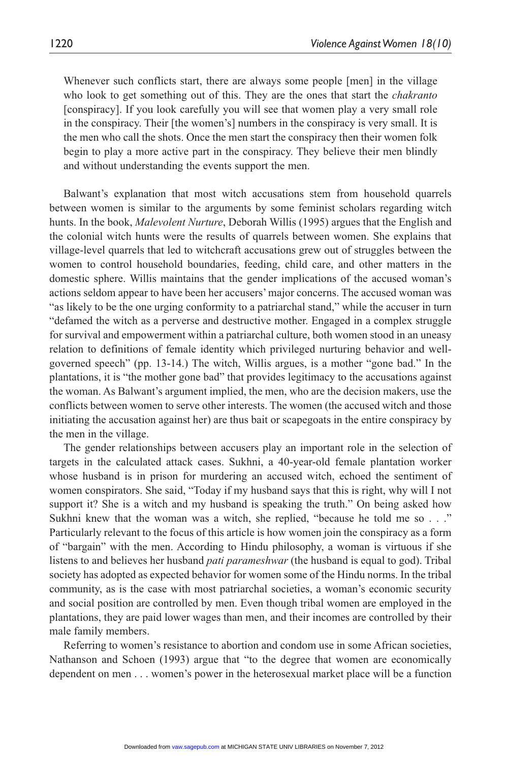> Whenever such conflicts start, there are always some people [men] in the village who look to get something out of this. They are the ones that start the *chakranto* [conspiracy]. If you look carefully you will see that women play a very small role in the conspiracy. Their [the women's] numbers in the conspiracy is very small. It is the men who call the shots. Once the men start the conspiracy then their women folk begin to play a more active part in the conspiracy. They believe their men blindly and without understanding the events support the men.

Balwant's explanation that most witch accusations stem from household quarrels between women is similar to the arguments by some feminist scholars regarding witch hunts. In the book, *Malevolent Nurture*, Deborah Willis (1995) argues that the English and the colonial witch hunts were the results of quarrels between women. She explains that village-level quarrels that led to witchcraft accusations grew out of struggles between the women to control household boundaries, feeding, child care, and other matters in the domestic sphere. Willis maintains that the gender implications of the accused woman's actions seldom appear to have been her accusers' major concerns. The accused woman was "as likely to be the one urging conformity to a patriarchal stand," while the accuser in turn "defamed the witch as a perverse and destructive mother. Engaged in a complex struggle for survival and empowerment within a patriarchal culture, both women stood in an uneasy relation to definitions of female identity which privileged nurturing behavior and well-governed speech" (pp. 13-14.) The witch, Willis argues, is a mother "gone bad." In the plantations, it is "the mother gone bad" that provides legitimacy to the accusations against the woman. As Balwant's argument implied, the men, who are the decision makers, use the conflicts between women to serve other interests. The women (the accused witch and those initiating the accusation against her) are thus bait or scapegoats in the entire conspiracy by the men in the village.

The gender relationships between accusers play an important role in the selection of targets in the calculated attack cases. Sukhni, a 40-year-old female plantation worker whose husband is in prison for murdering an accused witch, echoed the sentiment of women conspirators. She said, "Today if my husband says that this is right, why will I not support it? She is a witch and my husband is speaking the truth." On being asked how Sukhni knew that the woman was a witch, she replied, "because he told me so . . ." Particularly relevant to the focus of this article is how women join the conspiracy as a form of "bargain" with the men. According to Hindu philosophy, a woman is virtuous if she listens to and believes her husband *pati parameshwar* (the husband is equal to god). Tribal society has adopted as expected behavior for women some of the Hindu norms. In the tribal community, as is the case with most patriarchal societies, a woman's economic security and social position are controlled by men. Even though tribal women are employed in the plantations, they are paid lower wages than men, and their incomes are controlled by their male family members.

Referring to women's resistance to abortion and condom use in some African societies, Nathanson and Schoen (1993) argue that "to the degree that women are economically dependent on men . . . women's power in the heterosexual market place will be a function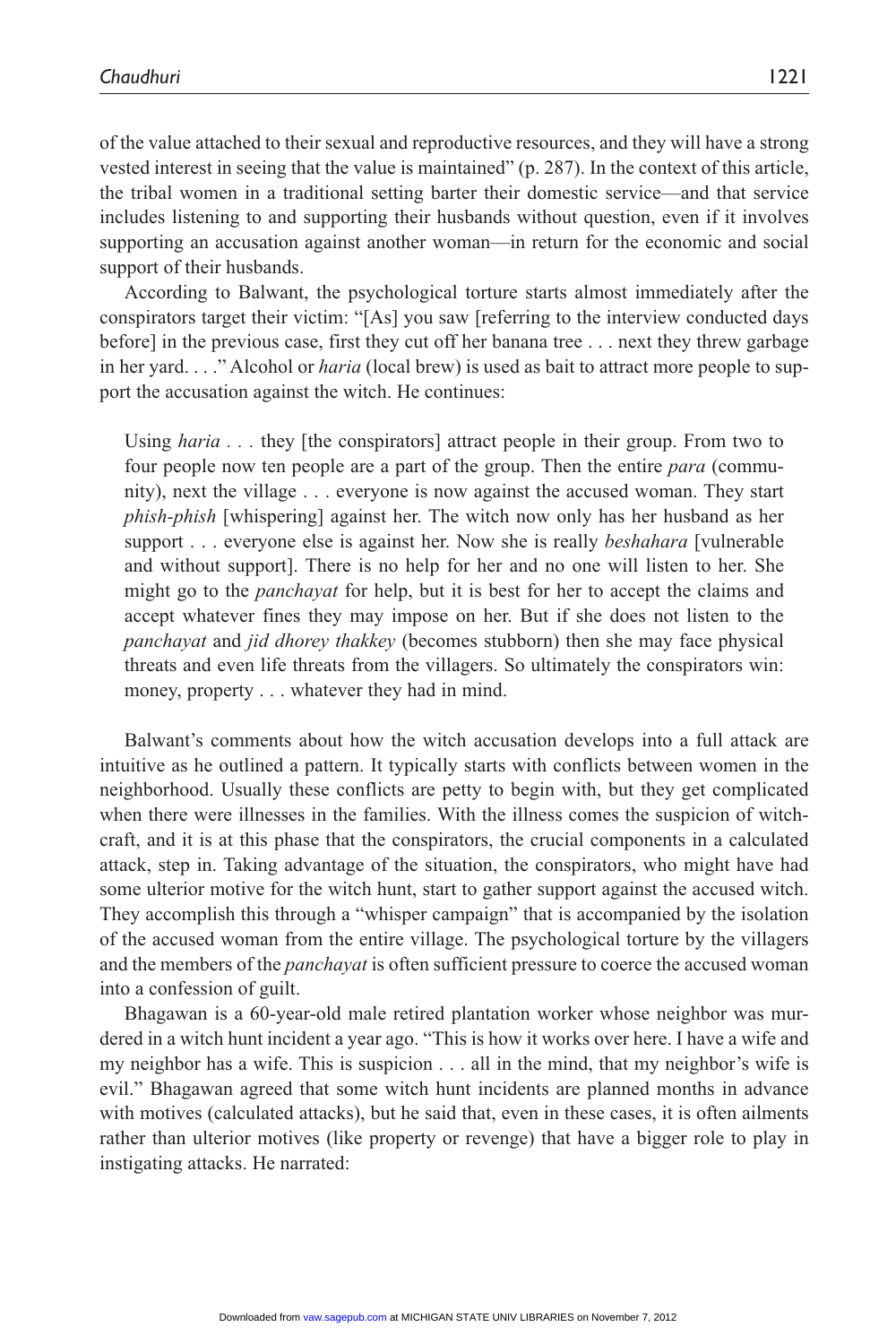of the value attached to their sexual and reproductive resources, and they will have a strong vested interest in seeing that the value is maintained" (p. 287). In the context of this article, the tribal women in a traditional setting barter their domestic service—and that service includes listening to and supporting their husbands without question, even if it involves supporting an accusation against another woman—in return for the economic and social support of their husbands.

According to Balwant, the psychological torture starts almost immediately after the conspirators target their victim: "[As] you saw [referring to the interview conducted days before] in the previous case, first they cut off her banana tree . . . next they threw garbage in her yard. . . ." Alcohol or *haria* (local brew) is used as bait to attract more people to support the accusation against the witch. He continues:

> Using *haria* . . . they [the conspirators] attract people in their group. From two to four people now ten people are a part of the group. Then the entire *para* (community), next the village . . . everyone is now against the accused woman. They start *phish-phish* [whispering] against her. The witch now only has her husband as her support . . . everyone else is against her. Now she is really *beshahara* [vulnerable and without support]. There is no help for her and no one will listen to her. She might go to the *panchayat* for help, but it is best for her to accept the claims and accept whatever fines they may impose on her. But if she does not listen to the *panchayat* and *jid dhorey thakkey* (becomes stubborn) then she may face physical threats and even life threats from the villagers. So ultimately the conspirators win: money, property . . . whatever they had in mind.

Balwant's comments about how the witch accusation develops into a full attack are intuitive as he outlined a pattern. It typically starts with conflicts between women in the neighborhood. Usually these conflicts are petty to begin with, but they get complicated when there were illnesses in the families. With the illness comes the suspicion of witchcraft, and it is at this phase that the conspirators, the crucial components in a calculated attack, step in. Taking advantage of the situation, the conspirators, who might have had some ulterior motive for the witch hunt, start to gather support against the accused witch. They accomplish this through a "whisper campaign" that is accompanied by the isolation of the accused woman from the entire village. The psychological torture by the villagers and the members of the *panchayat* is often sufficient pressure to coerce the accused woman into a confession of guilt.

Bhagawan is a 60-year-old male retired plantation worker whose neighbor was murdered in a witch hunt incident a year ago. "This is how it works over here. I have a wife and my neighbor has a wife. This is suspicion . . . all in the mind, that my neighbor's wife is evil." Bhagawan agreed that some witch hunt incidents are planned months in advance with motives (calculated attacks), but he said that, even in these cases, it is often ailments rather than ulterior motives (like property or revenge) that have a bigger role to play in instigating attacks. He narrated: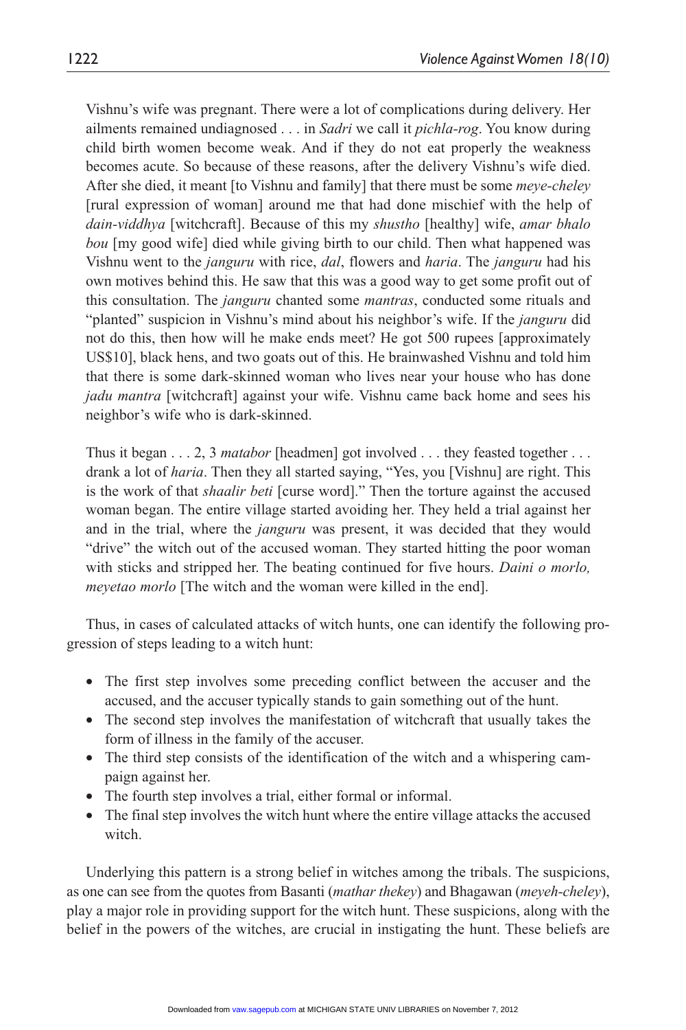Vishnu's wife was pregnant. There were a lot of complications during delivery. Her ailments remained undiagnosed . . . in *Sadri* we call it *pichla-rog*. You know during child birth women become weak. And if they do not eat properly the weakness becomes acute. So because of these reasons, after the delivery Vishnu's wife died. After she died, it meant [to Vishnu and family] that there must be some *meye-cheley* [rural expression of woman] around me that had done mischief with the help of *dain-viddhya* [witchcraft]. Because of this my *shustho* [healthy] wife, *amar bhalo bou* [my good wife] died while giving birth to our child. Then what happened was Vishnu went to the *janguru* with rice, *dal*, flowers and *haria*. The *janguru* had his own motives behind this. He saw that this was a good way to get some profit out of this consultation. The *janguru* chanted some *mantras*, conducted some rituals and "planted" suspicion in Vishnu's mind about his neighbor's wife. If the *janguru* did not do this, then how will he make ends meet? He got 500 rupees [approximately US$10], black hens, and two goats out of this. He brainwashed Vishnu and told him that there is some dark-skinned woman who lives near your house who has done *jadu mantra* [witchcraft] against your wife. Vishnu came back home and sees his neighbor's wife who is dark-skinned.

Thus it began . . . 2, 3 *matabor* [headmen] got involved . . . they feasted together . . . drank a lot of *haria*. Then they all started saying, "Yes, you [Vishnu] are right. This is the work of that *shaalir beti* [curse word]." Then the torture against the accused woman began. The entire village started avoiding her. They held a trial against her and in the trial, where the *janguru* was present, it was decided that they would "drive" the witch out of the accused woman. They started hitting the poor woman with sticks and stripped her. The beating continued for five hours. *Daini o morlo, meyetao morlo* [The witch and the woman were killed in the end].

Thus, in cases of calculated attacks of witch hunts, one can identify the following progression of steps leading to a witch hunt:

- The first step involves some preceding conflict between the accuser and the accused, and the accuser typically stands to gain something out of the hunt.
- The second step involves the manifestation of witchcraft that usually takes the form of illness in the family of the accuser.
- The third step consists of the identification of the witch and a whispering campaign against her.
- The fourth step involves a trial, either formal or informal.
- The final step involves the witch hunt where the entire village attacks the accused witch.

Underlying this pattern is a strong belief in witches among the tribals. The suspicions, as one can see from the quotes from Basanti (*mathar thekey*) and Bhagawan (*meyeh-cheley*), play a major role in providing support for the witch hunt. These suspicions, along with the belief in the powers of the witches, are crucial in instigating the hunt. These beliefs are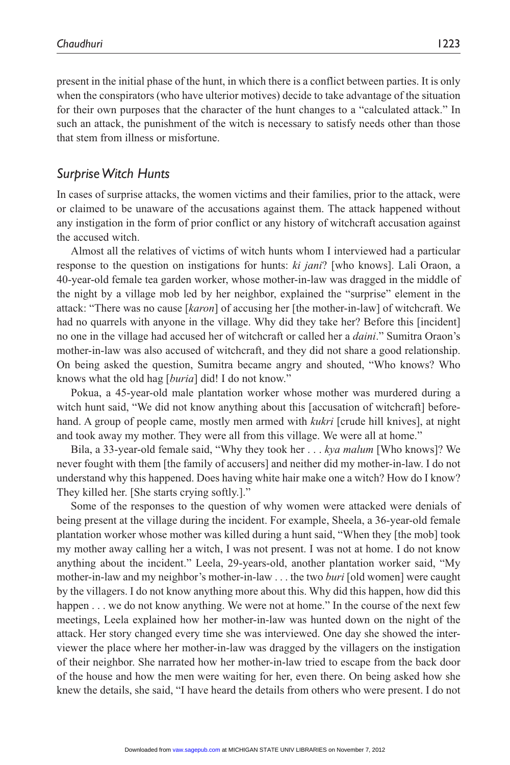present in the initial phase of the hunt, in which there is a conflict between parties. It is only when the conspirators (who have ulterior motives) decide to take advantage of the situation for their own purposes that the character of the hunt changes to a "calculated attack." In such an attack, the punishment of the witch is necessary to satisfy needs other than those that stem from illness or misfortune.

## *Surprise Witch Hunts*

In cases of surprise attacks, the women victims and their families, prior to the attack, were or claimed to be unaware of the accusations against them. The attack happened without any instigation in the form of prior conflict or any history of witchcraft accusation against the accused witch.

Almost all the relatives of victims of witch hunts whom I interviewed had a particular response to the question on instigations for hunts: *ki jani*? [who knows]. Lali Oraon, a 40-year-old female tea garden worker, whose mother-in-law was dragged in the middle of the night by a village mob led by her neighbor, explained the "surprise" element in the attack: "There was no cause [*karon*] of accusing her [the mother-in-law] of witchcraft. We had no quarrels with anyone in the village. Why did they take her? Before this [incident] no one in the village had accused her of witchcraft or called her a *daini*." Sumitra Oraon's mother-in-law was also accused of witchcraft, and they did not share a good relationship. On being asked the question, Sumitra became angry and shouted, "Who knows? Who knows what the old hag [*buria*] did! I do not know."

Pokua, a 45-year-old male plantation worker whose mother was murdered during a witch hunt said, "We did not know anything about this [accusation of witchcraft] beforehand. A group of people came, mostly men armed with *kukri* [crude hill knives], at night and took away my mother. They were all from this village. We were all at home."

Bila, a 33-year-old female said, "Why they took her . . . *kya malum* [Who knows]? We never fought with them [the family of accusers] and neither did my mother-in-law. I do not understand why this happened. Does having white hair make one a witch? How do I know? They killed her. [She starts crying softly.]."

Some of the responses to the question of why women were attacked were denials of being present at the village during the incident. For example, Sheela, a 36-year-old female plantation worker whose mother was killed during a hunt said, "When they [the mob] took my mother away calling her a witch, I was not present. I was not at home. I do not know anything about the incident." Leela, 29-years-old, another plantation worker said, "My mother-in-law and my neighbor's mother-in-law . . . the two *buri* [old women] were caught by the villagers. I do not know anything more about this. Why did this happen, how did this happen . . . we do not know anything. We were not at home." In the course of the next few meetings, Leela explained how her mother-in-law was hunted down on the night of the attack. Her story changed every time she was interviewed. One day she showed the interviewer the place where her mother-in-law was dragged by the villagers on the instigation of their neighbor. She narrated how her mother-in-law tried to escape from the back door of the house and how the men were waiting for her, even there. On being asked how she knew the details, she said, "I have heard the details from others who were present. I do not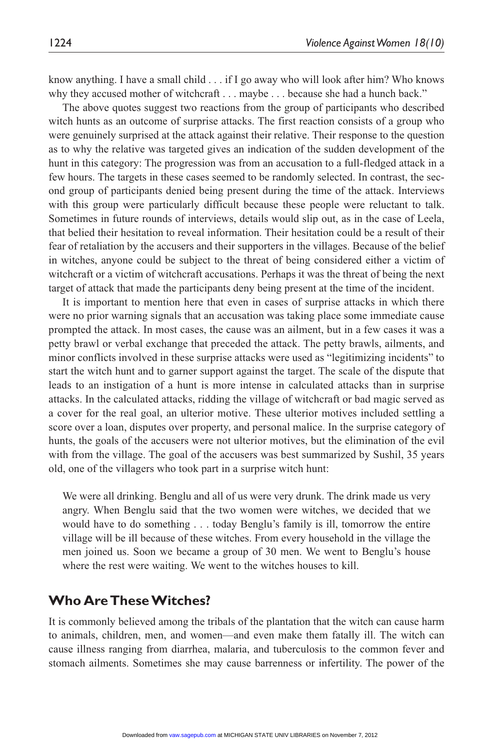know anything. I have a small child . . . if I go away who will look after him? Who knows why they accused mother of witchcraft . . . maybe . . . because she had a hunch back."

The above quotes suggest two reactions from the group of participants who described witch hunts as an outcome of surprise attacks. The first reaction consists of a group who were genuinely surprised at the attack against their relative. Their response to the question as to why the relative was targeted gives an indication of the sudden development of the hunt in this category: The progression was from an accusation to a full-fledged attack in a few hours. The targets in these cases seemed to be randomly selected. In contrast, the second group of participants denied being present during the time of the attack. Interviews with this group were particularly difficult because these people were reluctant to talk. Sometimes in future rounds of interviews, details would slip out, as in the case of Leela, that belied their hesitation to reveal information. Their hesitation could be a result of their fear of retaliation by the accusers and their supporters in the villages. Because of the belief in witches, anyone could be subject to the threat of being considered either a victim of witchcraft or a victim of witchcraft accusations. Perhaps it was the threat of being the next target of attack that made the participants deny being present at the time of the incident.

It is important to mention here that even in cases of surprise attacks in which there were no prior warning signals that an accusation was taking place some immediate cause prompted the attack. In most cases, the cause was an ailment, but in a few cases it was a petty brawl or verbal exchange that preceded the attack. The petty brawls, ailments, and minor conflicts involved in these surprise attacks were used as "legitimizing incidents" to start the witch hunt and to garner support against the target. The scale of the dispute that leads to an instigation of a hunt is more intense in calculated attacks than in surprise attacks. In the calculated attacks, ridding the village of witchcraft or bad magic served as a cover for the real goal, an ulterior motive. These ulterior motives included settling a score over a loan, disputes over property, and personal malice. In the surprise category of hunts, the goals of the accusers were not ulterior motives, but the elimination of the evil with from the village. The goal of the accusers was best summarized by Sushil, 35 years old, one of the villagers who took part in a surprise witch hunt:

> We were all drinking. Benglu and all of us were very drunk. The drink made us very angry. When Benglu said that the two women were witches, we decided that we would have to do something . . . today Benglu's family is ill, tomorrow the entire village will be ill because of these witches. From every household in the village the men joined us. Soon we became a group of 30 men. We went to Benglu's house where the rest were waiting. We went to the witches houses to kill.

## Who Are These Witches?

It is commonly believed among the tribals of the plantation that the witch can cause harm to animals, children, men, and women—and even make them fatally ill. The witch can cause illness ranging from diarrhea, malaria, and tuberculosis to the common fever and stomach ailments. Sometimes she may cause barrenness or infertility. The power of the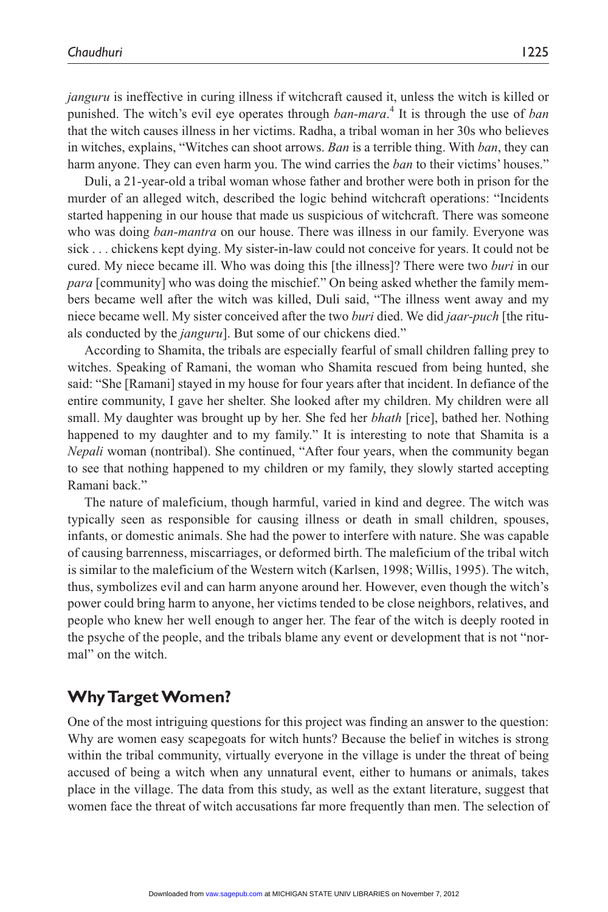*janguru* is ineffective in curing illness if witchcraft caused it, unless the witch is killed or punished. The witch's evil eye operates through *ban-mara*.[4] It is through the use of *ban* that the witch causes illness in her victims. Radha, a tribal woman in her 30s who believes in witches, explains, "Witches can shoot arrows. *Ban* is a terrible thing. With *ban*, they can harm anyone. They can even harm you. The wind carries the *ban* to their victims' houses."

Duli, a 21-year-old a tribal woman whose father and brother were both in prison for the murder of an alleged witch, described the logic behind witchcraft operations: "Incidents started happening in our house that made us suspicious of witchcraft. There was someone who was doing *ban-mantra* on our house. There was illness in our family. Everyone was sick . . . chickens kept dying. My sister-in-law could not conceive for years. It could not be cured. My niece became ill. Who was doing this [the illness]? There were two *buri* in our *para* [community] who was doing the mischief." On being asked whether the family members became well after the witch was killed, Duli said, "The illness went away and my niece became well. My sister conceived after the two *buri* died. We did *jaar-puch* [the rituals conducted by the *janguru*]. But some of our chickens died."

According to Shamita, the tribals are especially fearful of small children falling prey to witches. Speaking of Ramani, the woman who Shamita rescued from being hunted, she said: "She [Ramani] stayed in my house for four years after that incident. In defiance of the entire community, I gave her shelter. She looked after my children. My children were all small. My daughter was brought up by her. She fed her *bhath* [rice], bathed her. Nothing happened to my daughter and to my family." It is interesting to note that Shamita is a *Nepali* woman (nontribal). She continued, "After four years, when the community began to see that nothing happened to my children or my family, they slowly started accepting Ramani back."

The nature of maleficium, though harmful, varied in kind and degree. The witch was typically seen as responsible for causing illness or death in small children, spouses, infants, or domestic animals. She had the power to interfere with nature. She was capable of causing barrenness, miscarriages, or deformed birth. The maleficium of the tribal witch is similar to the maleficium of the Western witch (Karlsen, 1998; Willis, 1995). The witch, thus, symbolizes evil and can harm anyone around her. However, even though the witch's power could bring harm to anyone, her victims tended to be close neighbors, relatives, and people who knew her well enough to anger her. The fear of the witch is deeply rooted in the psyche of the people, and the tribals blame any event or development that is not "normal" on the witch.

## Why Target Women?

One of the most intriguing questions for this project was finding an answer to the question: Why are women easy scapegoats for witch hunts? Because the belief in witches is strong within the tribal community, virtually everyone in the village is under the threat of being accused of being a witch when any unnatural event, either to humans or animals, takes place in the village. The data from this study, as well as the extant literature, suggest that women face the threat of witch accusations far more frequently than men. The selection of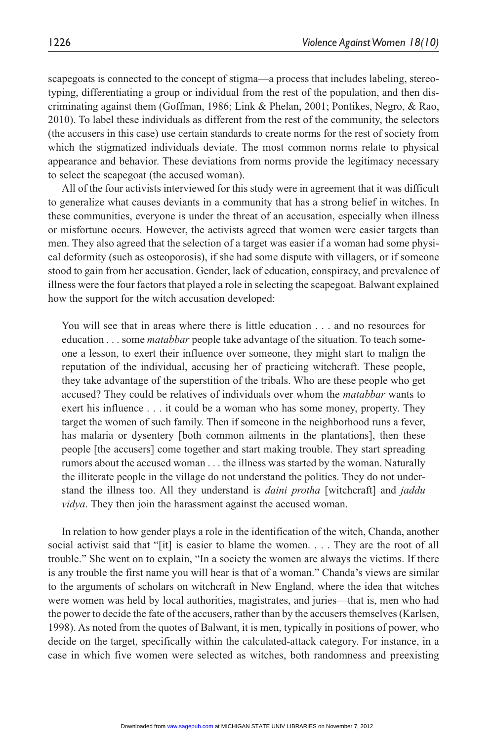scapegoats is connected to the concept of stigma—a process that includes labeling, stereotyping, differentiating a group or individual from the rest of the population, and then discriminating against them (Goffman, 1986; Link & Phelan, 2001; Pontikes, Negro, & Rao, 2010). To label these individuals as different from the rest of the community, the selectors (the accusers in this case) use certain standards to create norms for the rest of society from which the stigmatized individuals deviate. The most common norms relate to physical appearance and behavior. These deviations from norms provide the legitimacy necessary to select the scapegoat (the accused woman).

All of the four activists interviewed for this study were in agreement that it was difficult to generalize what causes deviants in a community that has a strong belief in witches. In these communities, everyone is under the threat of an accusation, especially when illness or misfortune occurs. However, the activists agreed that women were easier targets than men. They also agreed that the selection of a target was easier if a woman had some physical deformity (such as osteoporosis), if she had some dispute with villagers, or if someone stood to gain from her accusation. Gender, lack of education, conspiracy, and prevalence of illness were the four factors that played a role in selecting the scapegoat. Balwant explained how the support for the witch accusation developed:

> You will see that in areas where there is little education . . . and no resources for education . . . some *matabbar* people take advantage of the situation. To teach someone a lesson, to exert their influence over someone, they might start to malign the reputation of the individual, accusing her of practicing witchcraft. These people, they take advantage of the superstition of the tribals. Who are these people who get accused? They could be relatives of individuals over whom the *matabbar* wants to exert his influence . . . it could be a woman who has some money, property. They target the women of such family. Then if someone in the neighborhood runs a fever, has malaria or dysentery [both common ailments in the plantations], then these people [the accusers] come together and start making trouble. They start spreading rumors about the accused woman . . . the illness was started by the woman. Naturally the illiterate people in the village do not understand the politics. They do not understand the illness too. All they understand is *daini protha* [witchcraft] and *jaddu vidya*. They then join the harassment against the accused woman.

In relation to how gender plays a role in the identification of the witch, Chanda, another social activist said that "[it] is easier to blame the women. . . . They are the root of all trouble." She went on to explain, "In a society the women are always the victims. If there is any trouble the first name you will hear is that of a woman." Chanda's views are similar to the arguments of scholars on witchcraft in New England, where the idea that witches were women was held by local authorities, magistrates, and juries—that is, men who had the power to decide the fate of the accusers, rather than by the accusers themselves (Karlsen, 1998). As noted from the quotes of Balwant, it is men, typically in positions of power, who decide on the target, specifically within the calculated-attack category. For instance, in a case in which five women were selected as witches, both randomness and preexisting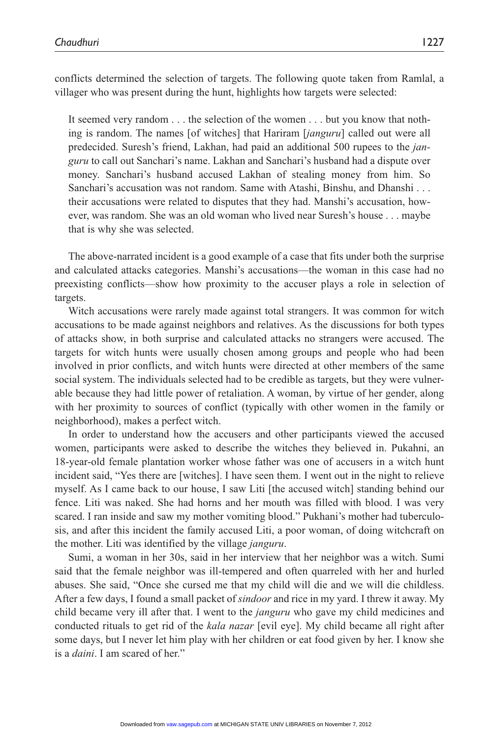conflicts determined the selection of targets. The following quote taken from Ramlal, a villager who was present during the hunt, highlights how targets were selected:

> It seemed very random . . . the selection of the women . . . but you know that nothing is random. The names [of witches] that Hariram [*janguru*] called out were all predecided. Suresh's friend, Lakhan, had paid an additional 500 rupees to the *janguru* to call out Sanchari's name. Lakhan and Sanchari's husband had a dispute over money. Sanchari's husband accused Lakhan of stealing money from him. So Sanchari's accusation was not random. Same with Atashi, Binshu, and Dhanshi . . . their accusations were related to disputes that they had. Manshi's accusation, however, was random. She was an old woman who lived near Suresh's house . . . maybe that is why she was selected.

The above-narrated incident is a good example of a case that fits under both the surprise and calculated attacks categories. Manshi's accusations—the woman in this case had no preexisting conflicts—show how proximity to the accuser plays a role in selection of targets.

Witch accusations were rarely made against total strangers. It was common for witch accusations to be made against neighbors and relatives. As the discussions for both types of attacks show, in both surprise and calculated attacks no strangers were accused. The targets for witch hunts were usually chosen among groups and people who had been involved in prior conflicts, and witch hunts were directed at other members of the same social system. The individuals selected had to be credible as targets, but they were vulnerable because they had little power of retaliation. A woman, by virtue of her gender, along with her proximity to sources of conflict (typically with other women in the family or neighborhood), makes a perfect witch.

In order to understand how the accusers and other participants viewed the accused women, participants were asked to describe the witches they believed in. Pukahni, an 18-year-old female plantation worker whose father was one of accusers in a witch hunt incident said, "Yes there are [witches]. I have seen them. I went out in the night to relieve myself. As I came back to our house, I saw Liti [the accused witch] standing behind our fence. Liti was naked. She had horns and her mouth was filled with blood. I was very scared. I ran inside and saw my mother vomiting blood." Pukhani's mother had tuberculosis, and after this incident the family accused Liti, a poor woman, of doing witchcraft on the mother. Liti was identified by the village *janguru*.

Sumi, a woman in her 30s, said in her interview that her neighbor was a witch. Sumi said that the female neighbor was ill-tempered and often quarreled with her and hurled abuses. She said, "Once she cursed me that my child will die and we will die childless. After a few days, I found a small packet of *sindoor* and rice in my yard. I threw it away. My child became very ill after that. I went to the *janguru* who gave my child medicines and conducted rituals to get rid of the *kala nazar* [evil eye]. My child became all right after some days, but I never let him play with her children or eat food given by her. I know she is a *daini*. I am scared of her."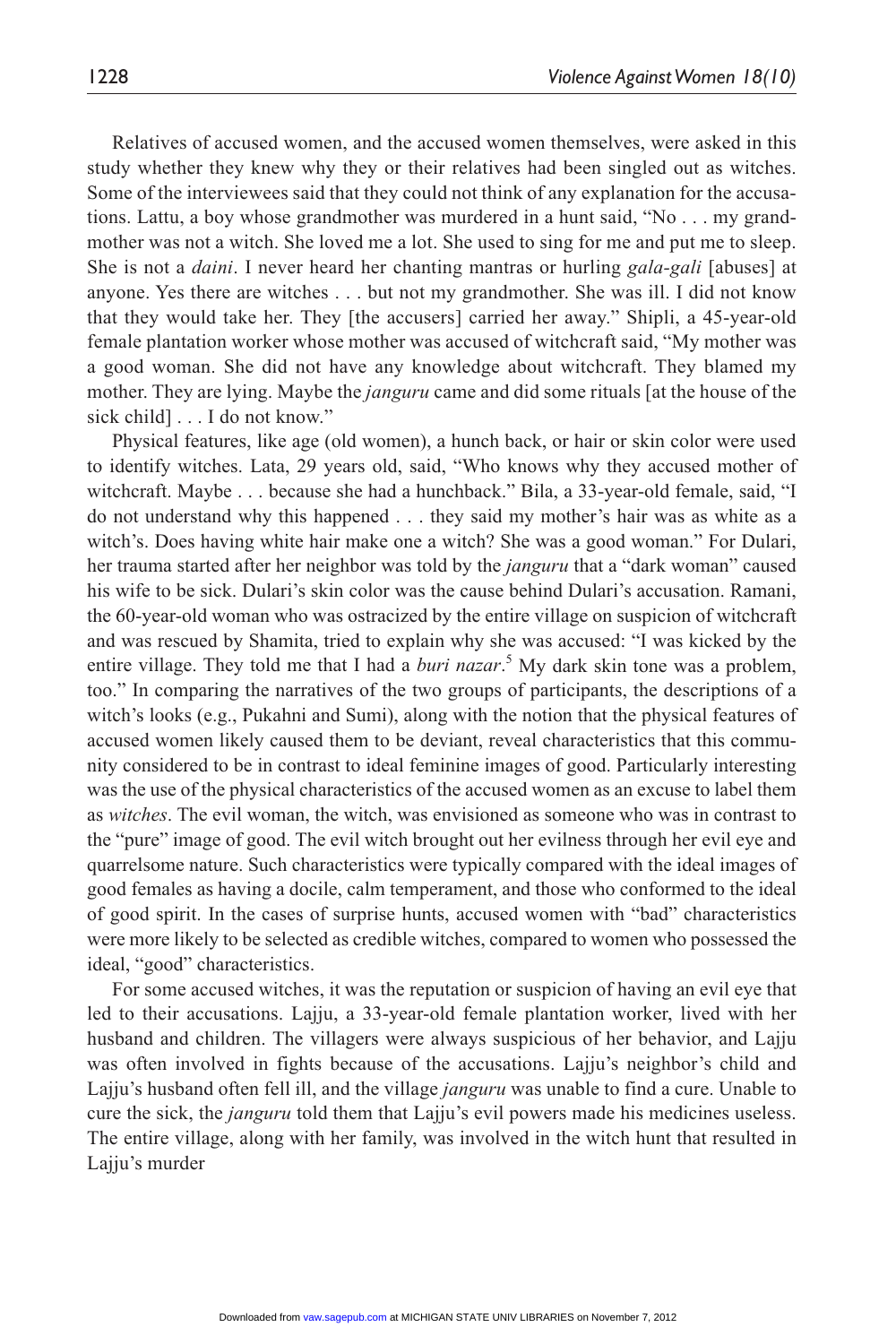Relatives of accused women, and the accused women themselves, were asked in this study whether they knew why they or their relatives had been singled out as witches. Some of the interviewees said that they could not think of any explanation for the accusations. Lattu, a boy whose grandmother was murdered in a hunt said, "No . . . my grandmother was not a witch. She loved me a lot. She used to sing for me and put me to sleep. She is not a *daini*. I never heard her chanting mantras or hurling *gala-gali* [abuses] at anyone. Yes there are witches . . . but not my grandmother. She was ill. I did not know that they would take her. They [the accusers] carried her away." Shipli, a 45-year-old female plantation worker whose mother was accused of witchcraft said, "My mother was a good woman. She did not have any knowledge about witchcraft. They blamed my mother. They are lying. Maybe the *janguru* came and did some rituals [at the house of the sick child] . . . I do not know."

Physical features, like age (old women), a hunch back, or hair or skin color were used to identify witches. Lata, 29 years old, said, "Who knows why they accused mother of witchcraft. Maybe . . . because she had a hunchback." Bila, a 33-year-old female, said, "I do not understand why this happened . . . they said my mother's hair was as white as a witch's. Does having white hair make one a witch? She was a good woman." For Dulari, her trauma started after her neighbor was told by the *janguru* that a "dark woman" caused his wife to be sick. Dulari's skin color was the cause behind Dulari's accusation. Ramani, the 60-year-old woman who was ostracized by the entire village on suspicion of witchcraft and was rescued by Shamita, tried to explain why she was accused: "I was kicked by the entire village. They told me that I had a *buri nazar*.[5] My dark skin tone was a problem, too." In comparing the narratives of the two groups of participants, the descriptions of a witch's looks (e.g., Pukahni and Sumi), along with the notion that the physical features of accused women likely caused them to be deviant, reveal characteristics that this community considered to be in contrast to ideal feminine images of good. Particularly interesting was the use of the physical characteristics of the accused women as an excuse to label them as *witches*. The evil woman, the witch, was envisioned as someone who was in contrast to the "pure" image of good. The evil witch brought out her evilness through her evil eye and quarrelsome nature. Such characteristics were typically compared with the ideal images of good females as having a docile, calm temperament, and those who conformed to the ideal of good spirit. In the cases of surprise hunts, accused women with "bad" characteristics were more likely to be selected as credible witches, compared to women who possessed the ideal, "good" characteristics.

For some accused witches, it was the reputation or suspicion of having an evil eye that led to their accusations. Lajju, a 33-year-old female plantation worker, lived with her husband and children. The villagers were always suspicious of her behavior, and Lajju was often involved in fights because of the accusations. Lajju's neighbor's child and Lajju's husband often fell ill, and the village *janguru* was unable to find a cure. Unable to cure the sick, the *janguru* told them that Lajju's evil powers made his medicines useless. The entire village, along with her family, was involved in the witch hunt that resulted in Lajju's murder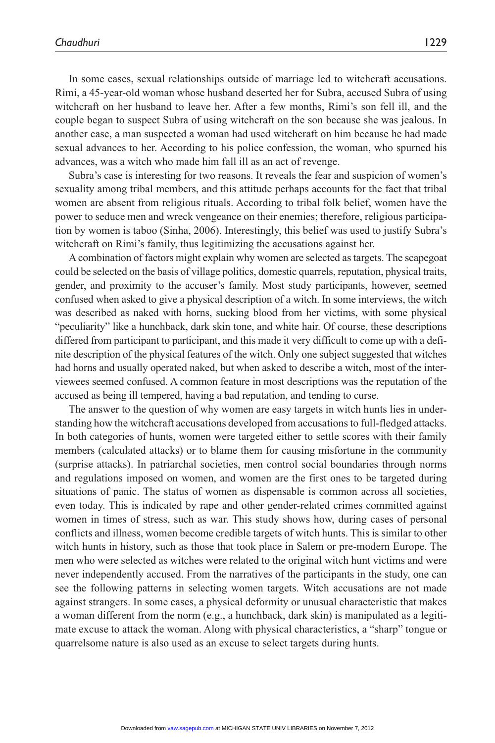In some cases, sexual relationships outside of marriage led to witchcraft accusations. Rimi, a 45-year-old woman whose husband deserted her for Subra, accused Subra of using witchcraft on her husband to leave her. After a few months, Rimi's son fell ill, and the couple began to suspect Subra of using witchcraft on the son because she was jealous. In another case, a man suspected a woman had used witchcraft on him because he had made sexual advances to her. According to his police confession, the woman, who spurned his advances, was a witch who made him fall ill as an act of revenge.

Subra's case is interesting for two reasons. It reveals the fear and suspicion of women's sexuality among tribal members, and this attitude perhaps accounts for the fact that tribal women are absent from religious rituals. According to tribal folk belief, women have the power to seduce men and wreck vengeance on their enemies; therefore, religious participation by women is taboo (Sinha, 2006). Interestingly, this belief was used to justify Subra's witchcraft on Rimi's family, thus legitimizing the accusations against her.

A combination of factors might explain why women are selected as targets. The scapegoat could be selected on the basis of village politics, domestic quarrels, reputation, physical traits, gender, and proximity to the accuser's family. Most study participants, however, seemed confused when asked to give a physical description of a witch. In some interviews, the witch was described as naked with horns, sucking blood from her victims, with some physical "peculiarity" like a hunchback, dark skin tone, and white hair. Of course, these descriptions differed from participant to participant, and this made it very difficult to come up with a definite description of the physical features of the witch. Only one subject suggested that witches had horns and usually operated naked, but when asked to describe a witch, most of the interviewees seemed confused. A common feature in most descriptions was the reputation of the accused as being ill tempered, having a bad reputation, and tending to curse.

The answer to the question of why women are easy targets in witch hunts lies in understanding how the witchcraft accusations developed from accusations to full-fledged attacks. In both categories of hunts, women were targeted either to settle scores with their family members (calculated attacks) or to blame them for causing misfortune in the community (surprise attacks). In patriarchal societies, men control social boundaries through norms and regulations imposed on women, and women are the first ones to be targeted during situations of panic. The status of women as dispensable is common across all societies, even today. This is indicated by rape and other gender-related crimes committed against women in times of stress, such as war. This study shows how, during cases of personal conflicts and illness, women become credible targets of witch hunts. This is similar to other witch hunts in history, such as those that took place in Salem or pre-modern Europe. The men who were selected as witches were related to the original witch hunt victims and were never independently accused. From the narratives of the participants in the study, one can see the following patterns in selecting women targets. Witch accusations are not made against strangers. In some cases, a physical deformity or unusual characteristic that makes a woman different from the norm (e.g., a hunchback, dark skin) is manipulated as a legitimate excuse to attack the woman. Along with physical characteristics, a "sharp" tongue or quarrelsome nature is also used as an excuse to select targets during hunts.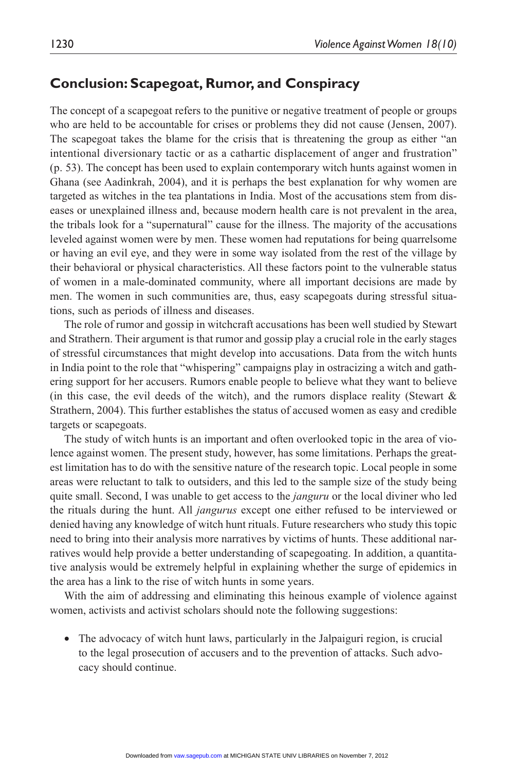## Conclusion: Scapegoat, Rumor, and Conspiracy

The concept of a scapegoat refers to the punitive or negative treatment of people or groups who are held to be accountable for crises or problems they did not cause (Jensen, 2007). The scapegoat takes the blame for the crisis that is threatening the group as either "an intentional diversionary tactic or as a cathartic displacement of anger and frustration" (p. 53). The concept has been used to explain contemporary witch hunts against women in Ghana (see Aadinkrah, 2004), and it is perhaps the best explanation for why women are targeted as witches in the tea plantations in India. Most of the accusations stem from diseases or unexplained illness and, because modern health care is not prevalent in the area, the tribals look for a "supernatural" cause for the illness. The majority of the accusations leveled against women were by men. These women had reputations for being quarrelsome or having an evil eye, and they were in some way isolated from the rest of the village by their behavioral or physical characteristics. All these factors point to the vulnerable status of women in a male-dominated community, where all important decisions are made by men. The women in such communities are, thus, easy scapegoats during stressful situations, such as periods of illness and diseases.

The role of rumor and gossip in witchcraft accusations has been well studied by Stewart and Strathern. Their argument is that rumor and gossip play a crucial role in the early stages of stressful circumstances that might develop into accusations. Data from the witch hunts in India point to the role that "whispering" campaigns play in ostracizing a witch and gathering support for her accusers. Rumors enable people to believe what they want to believe (in this case, the evil deeds of the witch), and the rumors displace reality (Stewart & Strathern, 2004). This further establishes the status of accused women as easy and credible targets or scapegoats.

The study of witch hunts is an important and often overlooked topic in the area of violence against women. The present study, however, has some limitations. Perhaps the greatest limitation has to do with the sensitive nature of the research topic. Local people in some areas were reluctant to talk to outsiders, and this led to the sample size of the study being quite small. Second, I was unable to get access to the *janguru* or the local diviner who led the rituals during the hunt. All *jangurus* except one either refused to be interviewed or denied having any knowledge of witch hunt rituals. Future researchers who study this topic need to bring into their analysis more narratives by victims of hunts. These additional narratives would help provide a better understanding of scapegoating. In addition, a quantitative analysis would be extremely helpful in explaining whether the surge of epidemics in the area has a link to the rise of witch hunts in some years.

With the aim of addressing and eliminating this heinous example of violence against women, activists and activist scholars should note the following suggestions:

- The advocacy of witch hunt laws, particularly in the Jalpaiguri region, is crucial to the legal prosecution of accusers and to the prevention of attacks. Such advocacy should continue.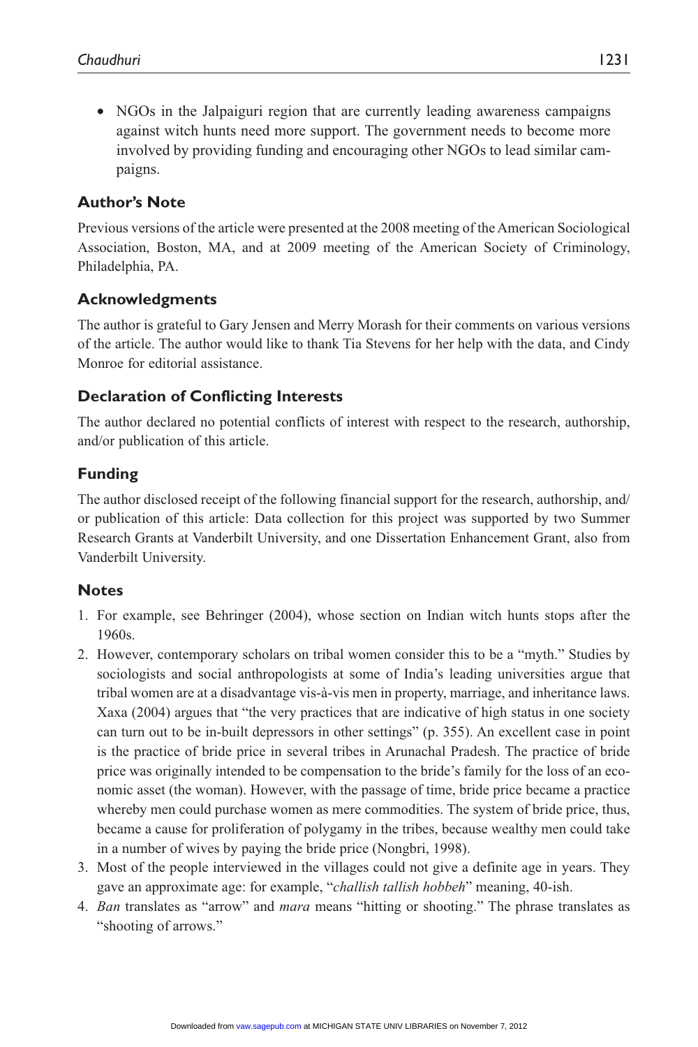- NGOs in the Jalpaiguri region that are currently leading awareness campaigns against witch hunts need more support. The government needs to become more involved by providing funding and encouraging other NGOs to lead similar campaigns.

### Author's Note

Previous versions of the article were presented at the 2008 meeting of the American Sociological Association, Boston, MA, and at 2009 meeting of the American Society of Criminology, Philadelphia, PA.

### Acknowledgments

The author is grateful to Gary Jensen and Merry Morash for their comments on various versions of the article. The author would like to thank Tia Stevens for her help with the data, and Cindy Monroe for editorial assistance.

### Declaration of Conflicting Interests

The author declared no potential conflicts of interest with respect to the research, authorship, and/or publication of this article.

### Funding

The author disclosed receipt of the following financial support for the research, authorship, and/or publication of this article: Data collection for this project was supported by two Summer Research Grants at Vanderbilt University, and one Dissertation Enhancement Grant, also from Vanderbilt University.

### Notes

1. For example, see Behringer (2004), whose section on Indian witch hunts stops after the 1960s.
2. However, contemporary scholars on tribal women consider this to be a "myth." Studies by sociologists and social anthropologists at some of India's leading universities argue that tribal women are at a disadvantage vis-à-vis men in property, marriage, and inheritance laws. Xaxa (2004) argues that "the very practices that are indicative of high status in one society can turn out to be in-built depressors in other settings" (p. 355). An excellent case in point is the practice of bride price in several tribes in Arunachal Pradesh. The practice of bride price was originally intended to be compensation to the bride's family for the loss of an economic asset (the woman). However, with the passage of time, bride price became a practice whereby men could purchase women as mere commodities. The system of bride price, thus, became a cause for proliferation of polygamy in the tribes, because wealthy men could take in a number of wives by paying the bride price (Nongbri, 1998).
3. Most of the people interviewed in the villages could not give a definite age in years. They gave an approximate age: for example, "*challish tallish hobbeh*" meaning, 40-ish.
4. *Ban* translates as "arrow" and *mara* means "hitting or shooting." The phrase translates as "shooting of arrows."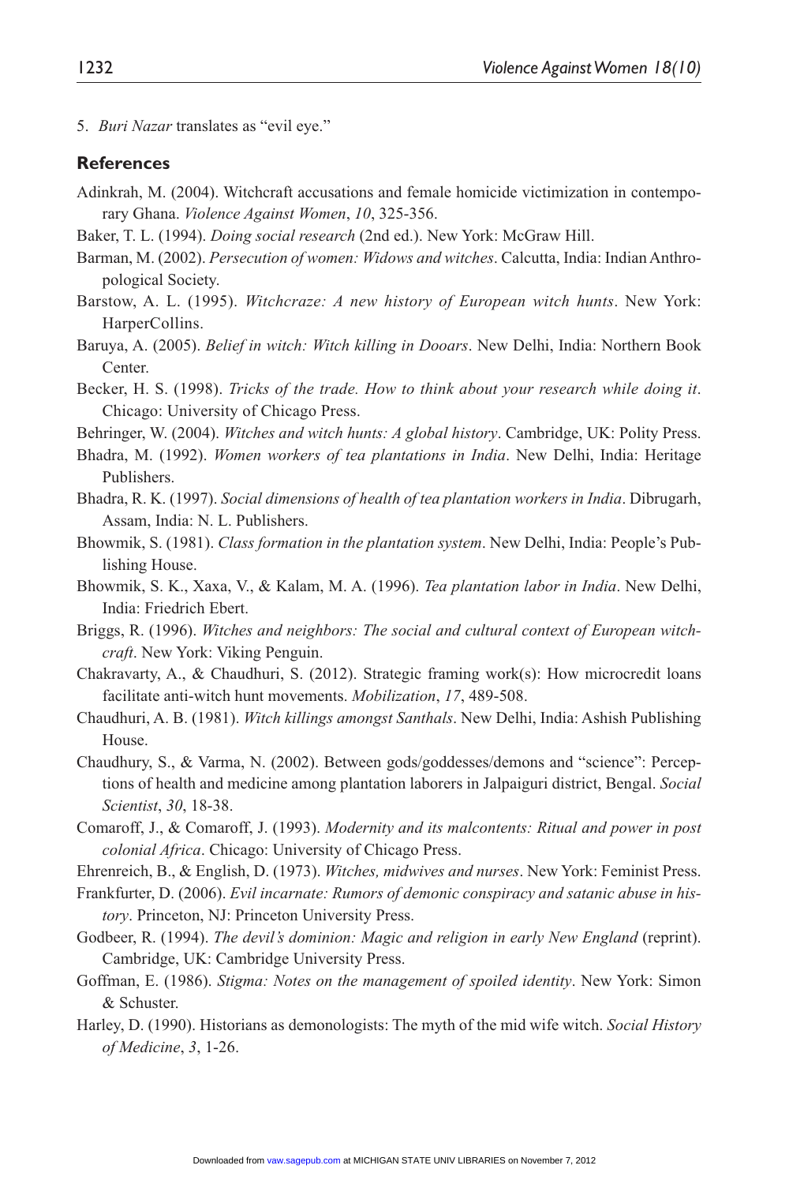5. *Buri Nazar* translates as "evil eye."

## References

Adinkrah, M. (2004). Witchcraft accusations and female homicide victimization in contemporary Ghana. *Violence Against Women*, *10*, 325-356.

Baker, T. L. (1994). *Doing social research* (2nd ed.). New York: McGraw Hill.

Barman, M. (2002). *Persecution of women: Widows and witches*. Calcutta, India: Indian Anthropological Society.

Barstow, A. L. (1995). *Witchcraze: A new history of European witch hunts*. New York: HarperCollins.

Baruya, A. (2005). *Belief in witch: Witch killing in Dooars*. New Delhi, India: Northern Book Center.

Becker, H. S. (1998). *Tricks of the trade. How to think about your research while doing it*. Chicago: University of Chicago Press.

Behringer, W. (2004). *Witches and witch hunts: A global history*. Cambridge, UK: Polity Press.

Bhadra, M. (1992). *Women workers of tea plantations in India*. New Delhi, India: Heritage Publishers.

Bhadra, R. K. (1997). *Social dimensions of health of tea plantation workers in India*. Dibrugarh, Assam, India: N. L. Publishers.

Bhowmik, S. (1981). *Class formation in the plantation system*. New Delhi, India: People's Publishing House.

Bhowmik, S. K., Xaxa, V., & Kalam, M. A. (1996). *Tea plantation labor in India*. New Delhi, India: Friedrich Ebert.

Briggs, R. (1996). *Witches and neighbors: The social and cultural context of European witchcraft*. New York: Viking Penguin.

Chakravarty, A., & Chaudhuri, S. (2012). Strategic framing work(s): How microcredit loans facilitate anti-witch hunt movements. *Mobilization*, *17*, 489-508.

Chaudhuri, A. B. (1981). *Witch killings amongst Santhals*. New Delhi, India: Ashish Publishing House.

Chaudhury, S., & Varma, N. (2002). Between gods/goddesses/demons and "science": Perceptions of health and medicine among plantation laborers in Jalpaiguri district, Bengal. *Social Scientist*, *30*, 18-38.

Comaroff, J., & Comaroff, J. (1993). *Modernity and its malcontents: Ritual and power in post colonial Africa*. Chicago: University of Chicago Press.

Ehrenreich, B., & English, D. (1973). *Witches, midwives and nurses*. New York: Feminist Press.

Frankfurter, D. (2006). *Evil incarnate: Rumors of demonic conspiracy and satanic abuse in history*. Princeton, NJ: Princeton University Press.

Godbeer, R. (1994). *The devil's dominion: Magic and religion in early New England* (reprint). Cambridge, UK: Cambridge University Press.

Goffman, E. (1986). *Stigma: Notes on the management of spoiled identity*. New York: Simon & Schuster.

Harley, D. (1990). Historians as demonologists: The myth of the mid wife witch. *Social History of Medicine*, *3*, 1-26.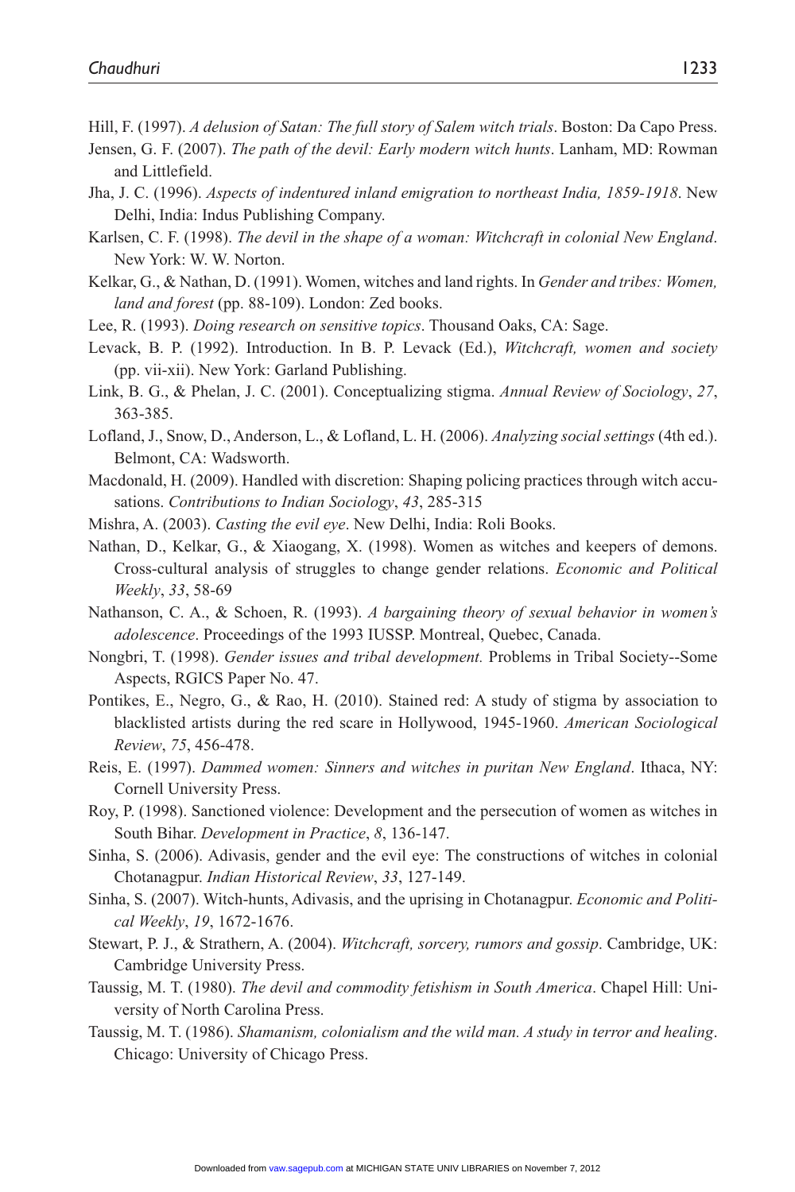Hill, F. (1997). *A delusion of Satan: The full story of Salem witch trials*. Boston: Da Capo Press.

Jensen, G. F. (2007). *The path of the devil: Early modern witch hunts*. Lanham, MD: Rowman and Littlefield.

Jha, J. C. (1996). *Aspects of indentured inland emigration to northeast India, 1859-1918*. New Delhi, India: Indus Publishing Company.

Karlsen, C. F. (1998). *The devil in the shape of a woman: Witchcraft in colonial New England*. New York: W. W. Norton.

Kelkar, G., & Nathan, D. (1991). Women, witches and land rights. In *Gender and tribes: Women, land and forest* (pp. 88-109). London: Zed books.

Lee, R. (1993). *Doing research on sensitive topics*. Thousand Oaks, CA: Sage.

Levack, B. P. (1992). Introduction. In B. P. Levack (Ed.), *Witchcraft, women and society* (pp. vii-xii). New York: Garland Publishing.

Link, B. G., & Phelan, J. C. (2001). Conceptualizing stigma. *Annual Review of Sociology*, *27*, 363-385.

Lofland, J., Snow, D., Anderson, L., & Lofland, L. H. (2006). *Analyzing social settings* (4th ed.). Belmont, CA: Wadsworth.

Macdonald, H. (2009). Handled with discretion: Shaping policing practices through witch accusations. *Contributions to Indian Sociology*, *43*, 285-315

Mishra, A. (2003). *Casting the evil eye*. New Delhi, India: Roli Books.

Nathan, D., Kelkar, G., & Xiaogang, X. (1998). Women as witches and keepers of demons. Cross-cultural analysis of struggles to change gender relations. *Economic and Political Weekly*, *33*, 58-69

Nathanson, C. A., & Schoen, R. (1993). *A bargaining theory of sexual behavior in women's adolescence*. Proceedings of the 1993 IUSSP. Montreal, Quebec, Canada.

Nongbri, T. (1998). *Gender issues and tribal development.* Problems in Tribal Society--Some Aspects, RGICS Paper No. 47.

Pontikes, E., Negro, G., & Rao, H. (2010). Stained red: A study of stigma by association to blacklisted artists during the red scare in Hollywood, 1945-1960. *American Sociological Review*, *75*, 456-478.

Reis, E. (1997). *Dammed women: Sinners and witches in puritan New England*. Ithaca, NY: Cornell University Press.

Roy, P. (1998). Sanctioned violence: Development and the persecution of women as witches in South Bihar. *Development in Practice*, *8*, 136-147.

Sinha, S. (2006). Adivasis, gender and the evil eye: The constructions of witches in colonial Chotanagpur. *Indian Historical Review*, *33*, 127-149.

Sinha, S. (2007). Witch-hunts, Adivasis, and the uprising in Chotanagpur. *Economic and Political Weekly*, *19*, 1672-1676.

Stewart, P. J., & Strathern, A. (2004). *Witchcraft, sorcery, rumors and gossip*. Cambridge, UK: Cambridge University Press.

Taussig, M. T. (1980). *The devil and commodity fetishism in South America*. Chapel Hill: University of North Carolina Press.

Taussig, M. T. (1986). *Shamanism, colonialism and the wild man. A study in terror and healing*. Chicago: University of Chicago Press.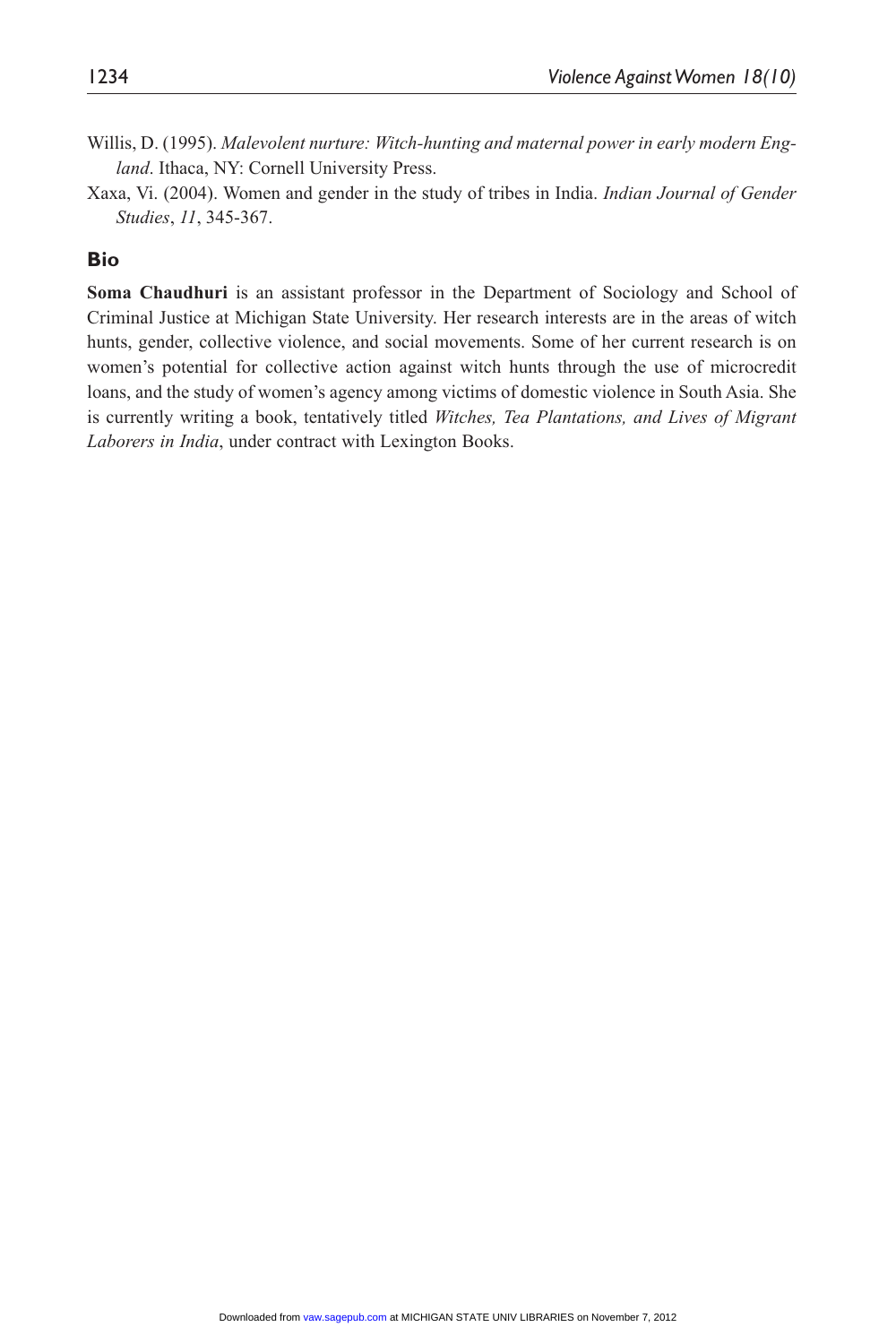Willis, D. (1995). *Malevolent nurture: Witch-hunting and maternal power in early modern England*. Ithaca, NY: Cornell University Press.

Xaxa, Vi. (2004). Women and gender in the study of tribes in India. *Indian Journal of Gender Studies*, *11*, 345-367.

## Bio

**Soma Chaudhuri** is an assistant professor in the Department of Sociology and School of Criminal Justice at Michigan State University. Her research interests are in the areas of witch hunts, gender, collective violence, and social movements. Some of her current research is on women's potential for collective action against witch hunts through the use of microcredit loans, and the study of women's agency among victims of domestic violence in South Asia. She is currently writing a book, tentatively titled *Witches, Tea Plantations, and Lives of Migrant Laborers in India*, under contract with Lexington Books.